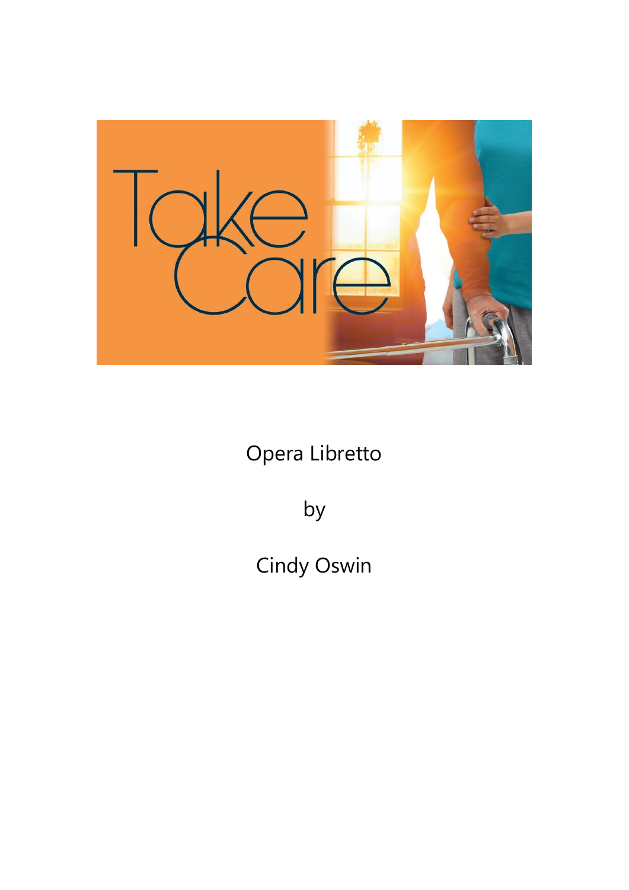# Take Care

Opera Libretto

by

Cindy Oswin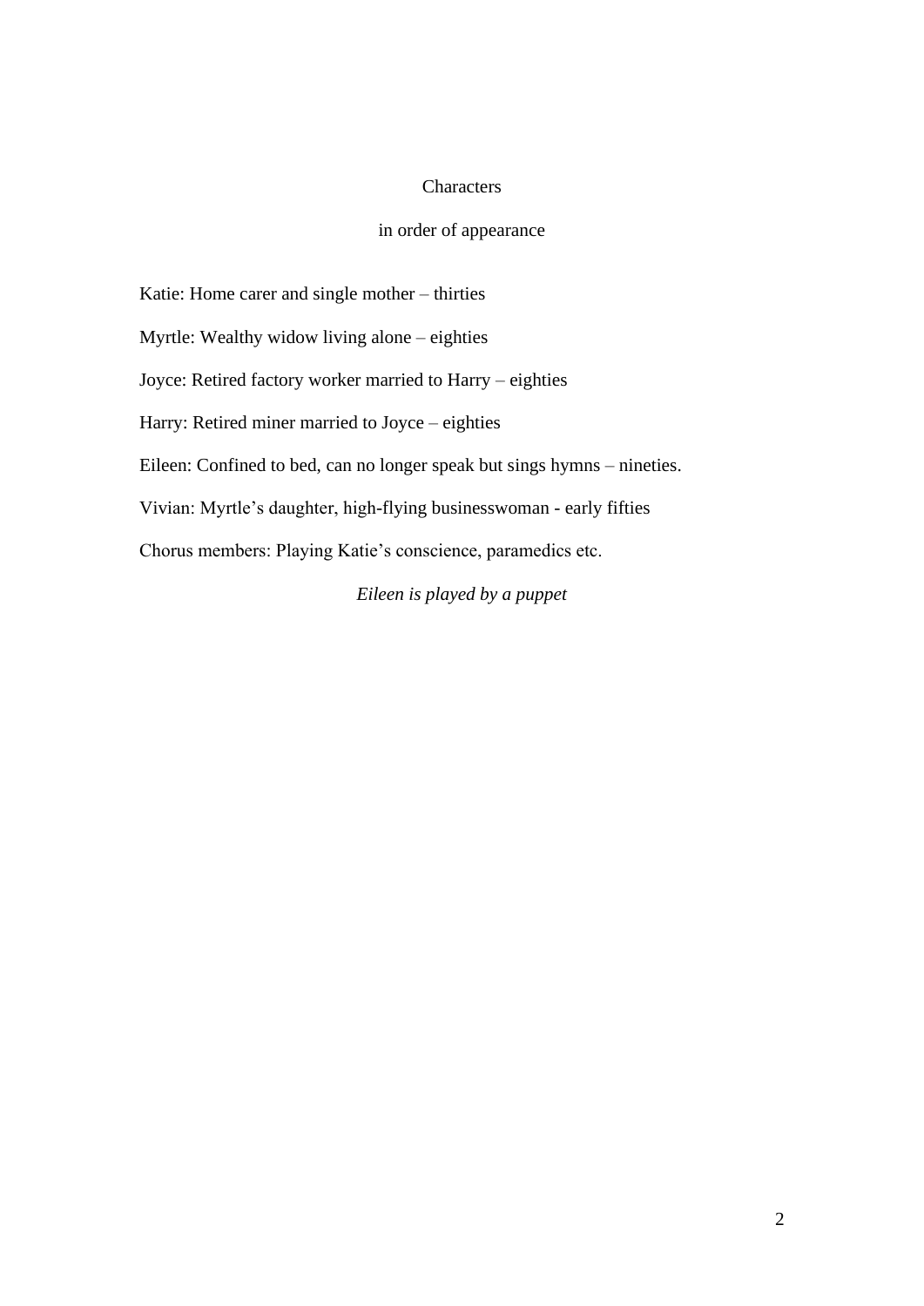## Characters

### in order of appearance

Katie: Home carer and single mother – thirties

Myrtle: Wealthy widow living alone – eighties

Joyce: Retired factory worker married to Harry – eighties

Harry: Retired miner married to Joyce – eighties

Eileen: Confined to bed, can no longer speak but sings hymns – nineties.

Vivian: Myrtle's daughter, high-flying businesswoman - early fifties

Chorus members: Playing Katie's conscience, paramedics etc.

*Eileen is played by a puppet*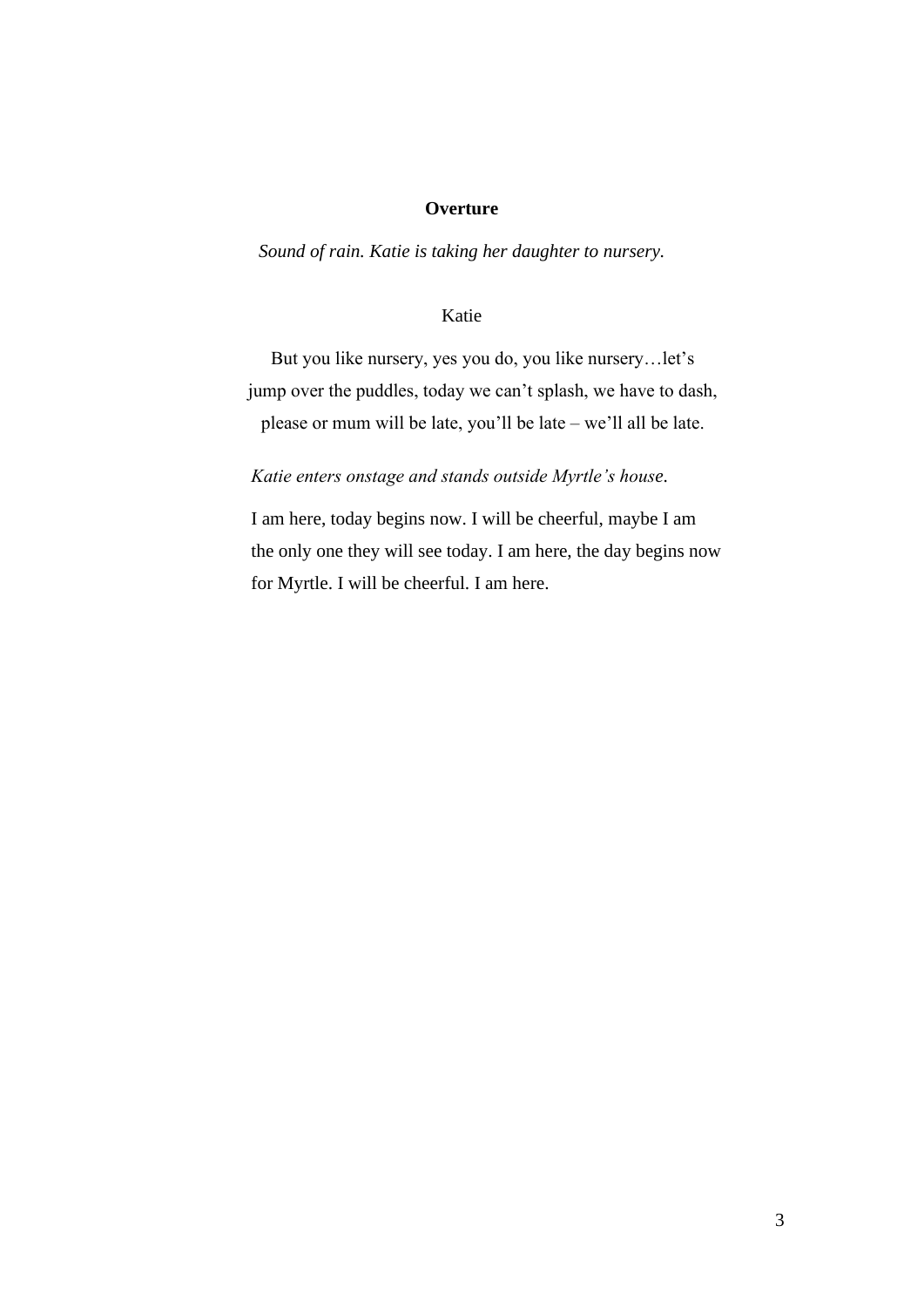## Overture

*Sound of rain. Katie is taking her daughter to nursery.*

Katie

But you like nursery, yes you do, you like nursery…let's jump over the puddles, today we can't splash, we have to dash, please or mum will be late, you'll be late – we'll all be late.

*Katie enters onstage and stands outside Myrtle's house.*

I am here, today begins now. I will be cheerful, maybe I am the only one they will see today. I am here, the day begins now for Myrtle. I will be cheerful. I am here.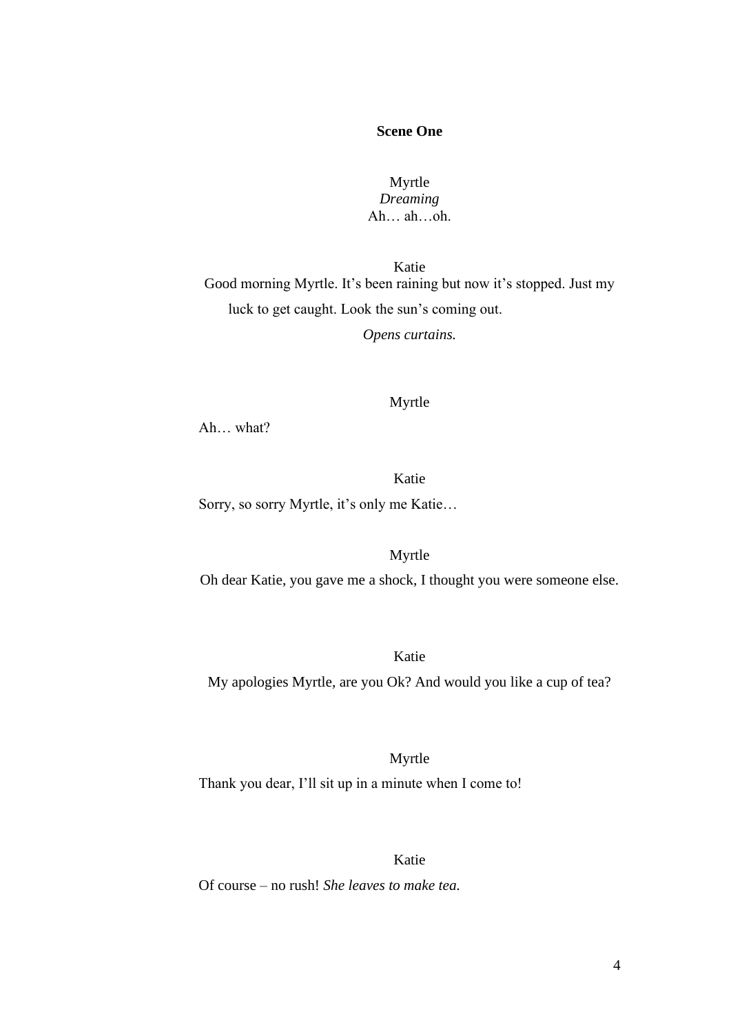**Scene One**

Myrtle
*Dreaming*
Ah… ah…oh.

Katie
Good morning Myrtle. It's been raining but now it's stopped. Just my luck to get caught. Look the sun's coming out.
*Opens curtains.*

Myrtle
Ah… what?

Katie
Sorry, so sorry Myrtle, it's only me Katie…

Myrtle
Oh dear Katie, you gave me a shock, I thought you were someone else.

Katie
My apologies Myrtle, are you Ok? And would you like a cup of tea?

Myrtle
Thank you dear, I'll sit up in a minute when I come to!

Katie
Of course – no rush! *She leaves to make tea.*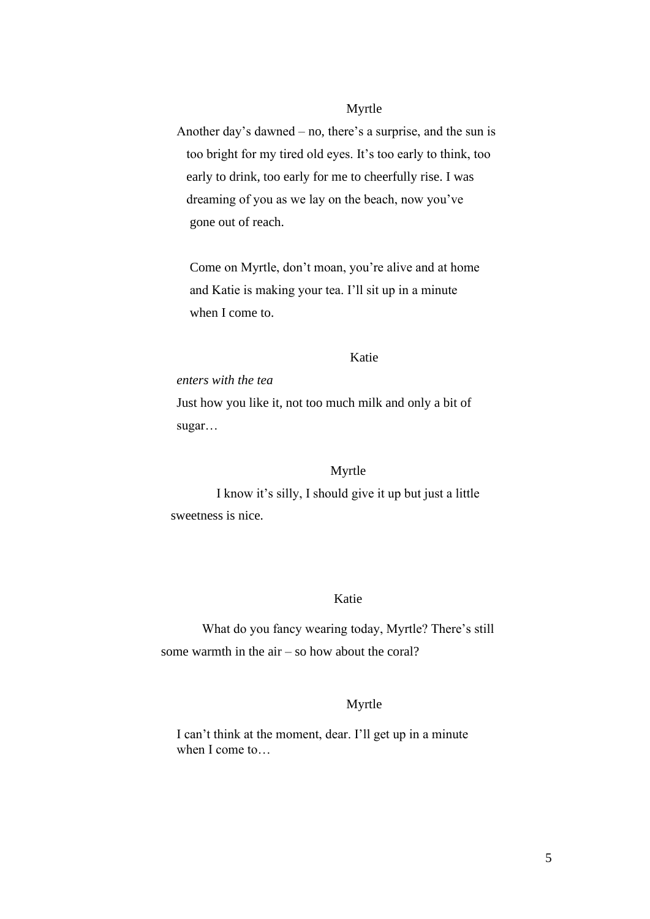Myrtle

Another day's dawned – no, there's a surprise, and the sun is too bright for my tired old eyes. It's too early to think, too early to drink, too early for me to cheerfully rise. I was dreaming of you as we lay on the beach, now you've gone out of reach.

Come on Myrtle, don't moan, you're alive and at home and Katie is making your tea. I'll sit up in a minute when I come to.

Katie

*enters with the tea*

Just how you like it, not too much milk and only a bit of sugar…

Myrtle

I know it's silly, I should give it up but just a little sweetness is nice.

Katie

What do you fancy wearing today, Myrtle? There's still some warmth in the air – so how about the coral?

Myrtle

I can't think at the moment, dear. I'll get up in a minute when I come to…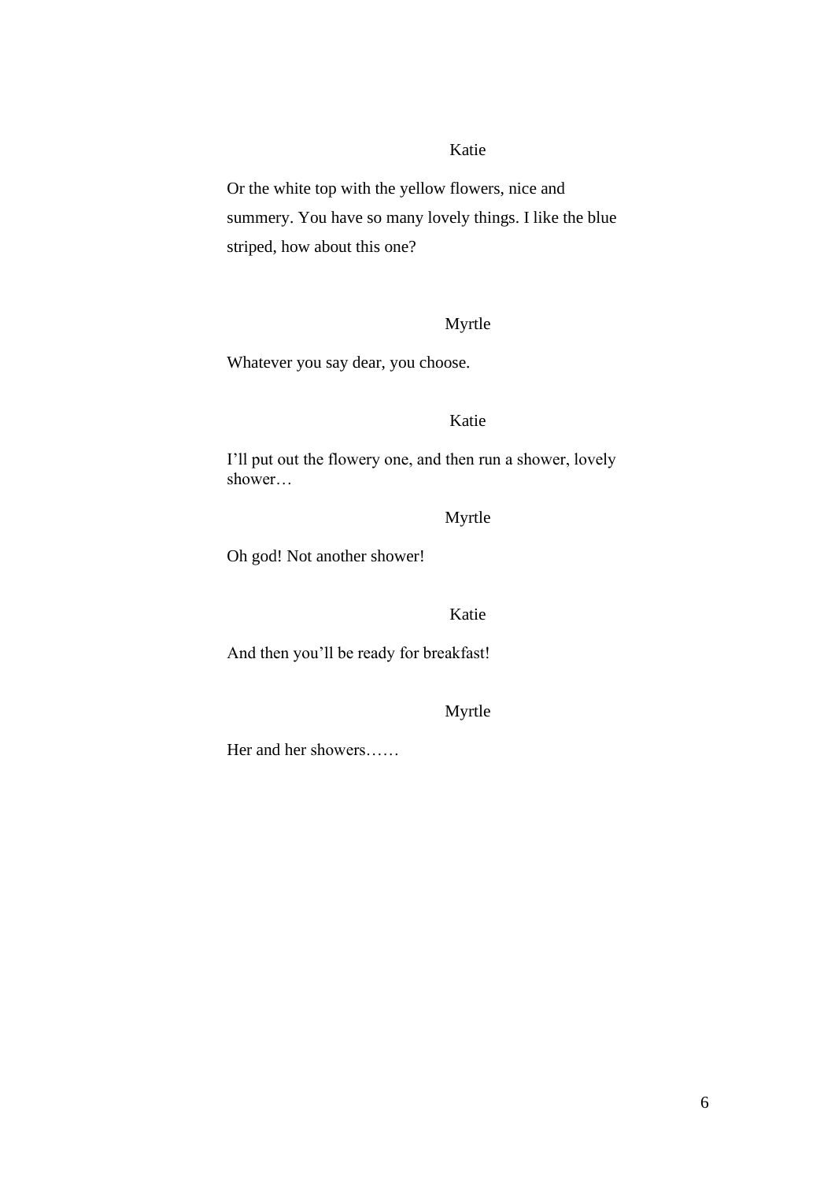Katie

Or the white top with the yellow flowers, nice and summery. You have so many lovely things. I like the blue striped, how about this one?

Myrtle

Whatever you say dear, you choose.

Katie

I'll put out the flowery one, and then run a shower, lovely shower…

Myrtle

Oh god! Not another shower!

Katie

And then you'll be ready for breakfast!

Myrtle

Her and her showers……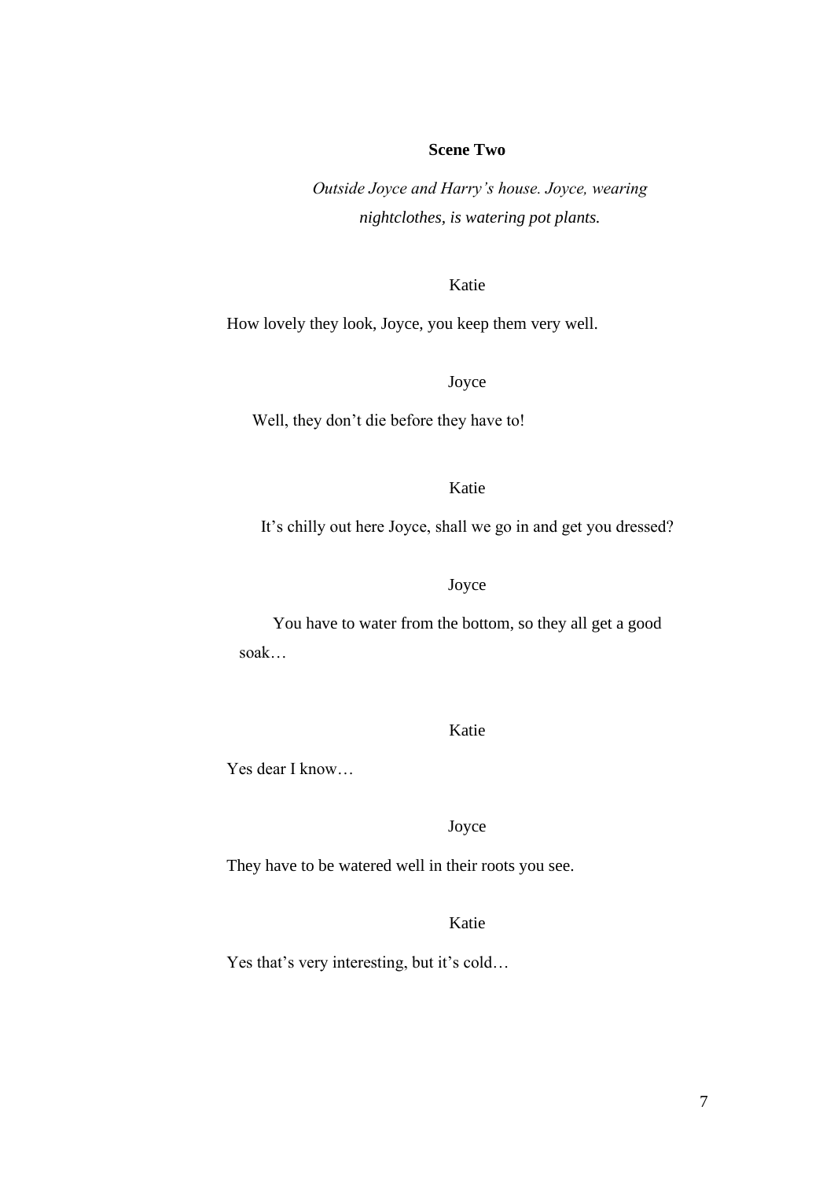## Scene Two

*Outside Joyce and Harry's house. Joyce, wearing nightclothes, is watering pot plants.*

Katie

How lovely they look, Joyce, you keep them very well.

Joyce

Well, they don't die before they have to!

Katie

It's chilly out here Joyce, shall we go in and get you dressed?

Joyce

You have to water from the bottom, so they all get a good soak…

Katie

Yes dear I know…

Joyce

They have to be watered well in their roots you see.

Katie

Yes that's very interesting, but it's cold…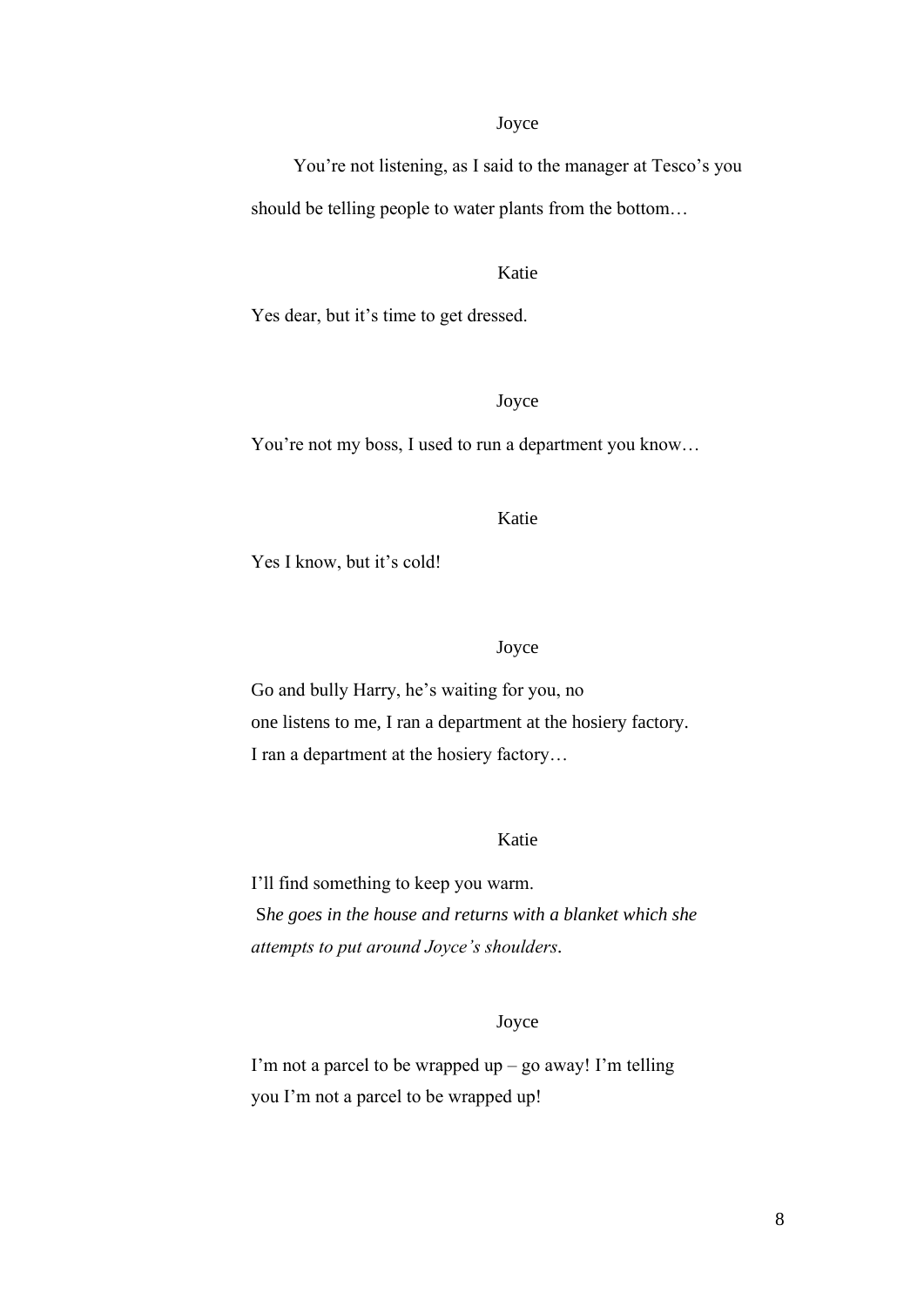Joyce

You're not listening, as I said to the manager at Tesco's you should be telling people to water plants from the bottom…

Katie

Yes dear, but it's time to get dressed.

Joyce

You're not my boss, I used to run a department you know…

Katie

Yes I know, but it's cold!

Joyce

Go and bully Harry, he's waiting for you, no
one listens to me, I ran a department at the hosiery factory.
I ran a department at the hosiery factory…

Katie

I'll find something to keep you warm.
*She goes in the house and returns with a blanket which she attempts to put around Joyce's shoulders.*

Joyce

I'm not a parcel to be wrapped up – go away! I'm telling
you I'm not a parcel to be wrapped up!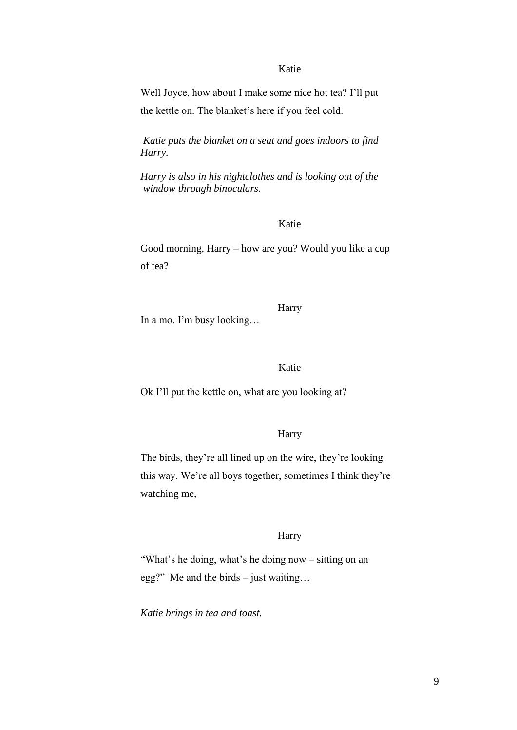Katie

Well Joyce, how about I make some nice hot tea? I'll put the kettle on. The blanket's here if you feel cold.

*Katie puts the blanket on a seat and goes indoors to find Harry.*

*Harry is also in his nightclothes and is looking out of the window through binoculars.*

Katie

Good morning, Harry – how are you? Would you like a cup of tea?

Harry

In a mo. I'm busy looking…

Katie

Ok I'll put the kettle on, what are you looking at?

Harry

The birds, they're all lined up on the wire, they're looking this way. We're all boys together, sometimes I think they're watching me,

Harry

"What's he doing, what's he doing now – sitting on an egg?" Me and the birds – just waiting…

*Katie brings in tea and toast.*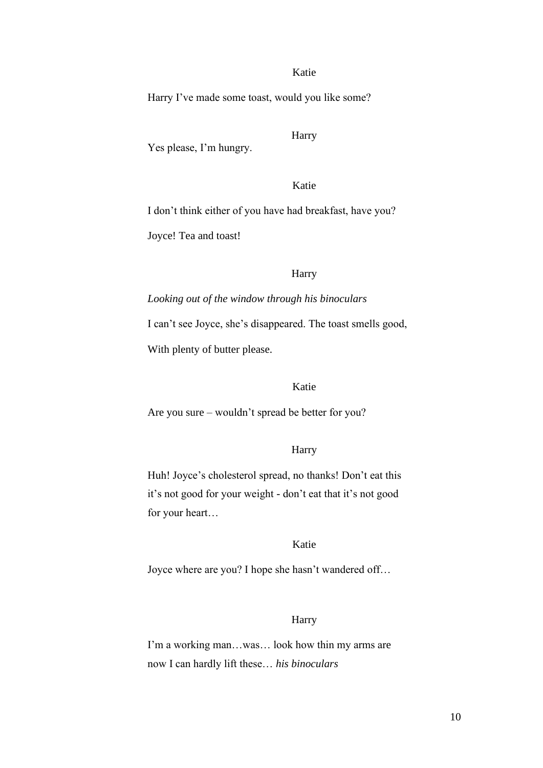Katie

Harry I've made some toast, would you like some?

Harry

Yes please, I'm hungry.

Katie

I don't think either of you have had breakfast, have you?

Joyce! Tea and toast!

Harry

*Looking out of the window through his binoculars*

I can't see Joyce, she's disappeared. The toast smells good,

With plenty of butter please.

Katie

Are you sure – wouldn't spread be better for you?

Harry

Huh! Joyce's cholesterol spread, no thanks! Don't eat this it's not good for your weight - don't eat that it's not good for your heart…

Katie

Joyce where are you? I hope she hasn't wandered off…

Harry

I'm a working man…was… look how thin my arms are now I can hardly lift these… *his binoculars*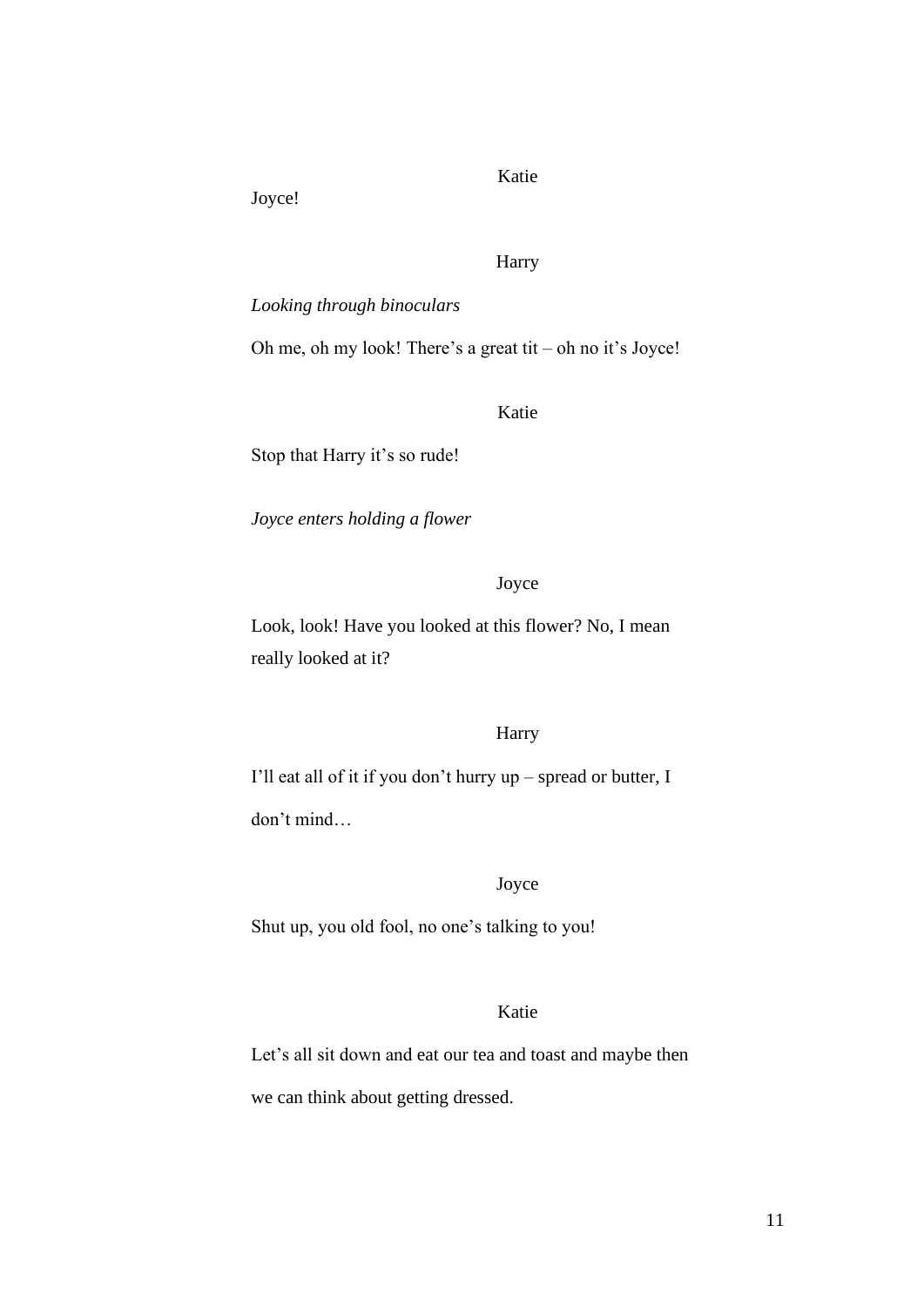Katie

Joyce!

Harry

*Looking through binoculars*

Oh me, oh my look! There's a great tit – oh no it's Joyce!

Katie

Stop that Harry it's so rude!

*Joyce enters holding a flower*

Joyce

Look, look! Have you looked at this flower? No, I mean really looked at it?

Harry

I'll eat all of it if you don't hurry up – spread or butter, I don't mind…

Joyce

Shut up, you old fool, no one's talking to you!

Katie

Let's all sit down and eat our tea and toast and maybe then we can think about getting dressed.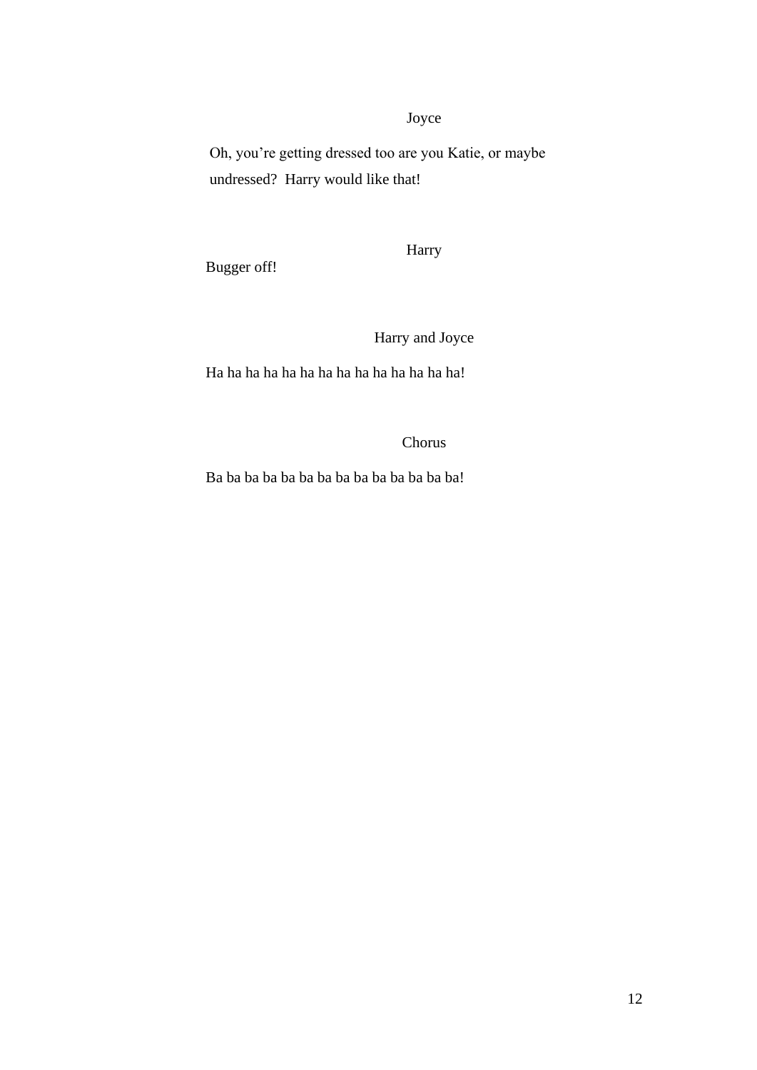Joyce

Oh, you're getting dressed too are you Katie, or maybe undressed?  Harry would like that!

Harry

Bugger off!

Harry and Joyce

Ha ha ha ha ha ha ha ha ha ha ha ha ha ha!

Chorus

Ba ba ba ba ba ba ba ba ba ba ba ba ba ba!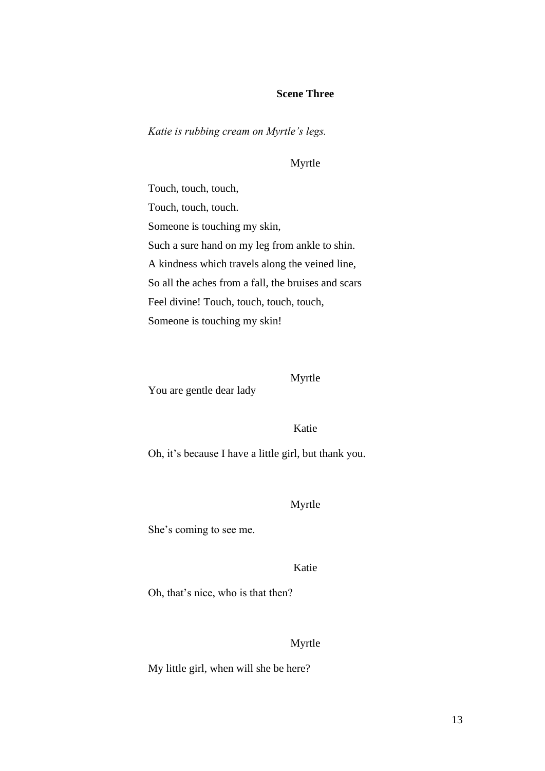**Scene Three**

*Katie is rubbing cream on Myrtle's legs.*

Myrtle

Touch, touch, touch,  
Touch, touch, touch.  
Someone is touching my skin,  
Such a sure hand on my leg from ankle to shin.  
A kindness which travels along the veined line,  
So all the aches from a fall, the bruises and scars  
Feel divine! Touch, touch, touch, touch,  
Someone is touching my skin!

Myrtle

You are gentle dear lady

Katie

Oh, it's because I have a little girl, but thank you.

Myrtle

She's coming to see me.

Katie

Oh, that's nice, who is that then?

Myrtle

My little girl, when will she be here?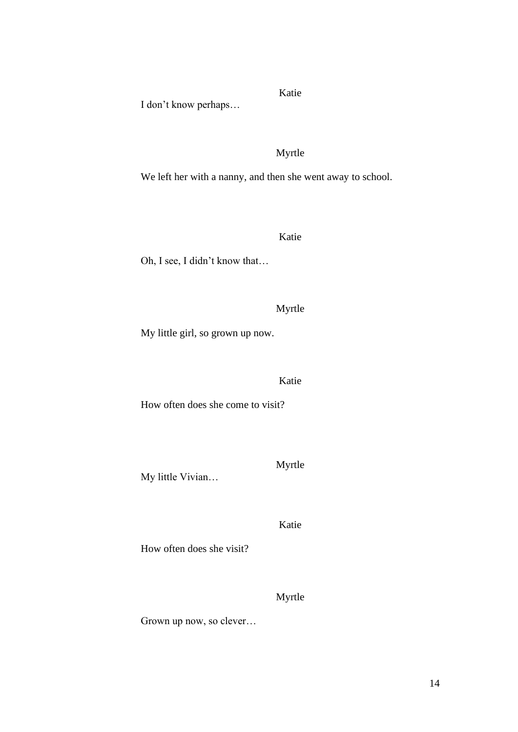Katie

I don't know perhaps…

Myrtle

We left her with a nanny, and then she went away to school.

Katie

Oh, I see, I didn't know that…

Myrtle

My little girl, so grown up now.

Katie

How often does she come to visit?

Myrtle

My little Vivian…

Katie

How often does she visit?

Myrtle

Grown up now, so clever…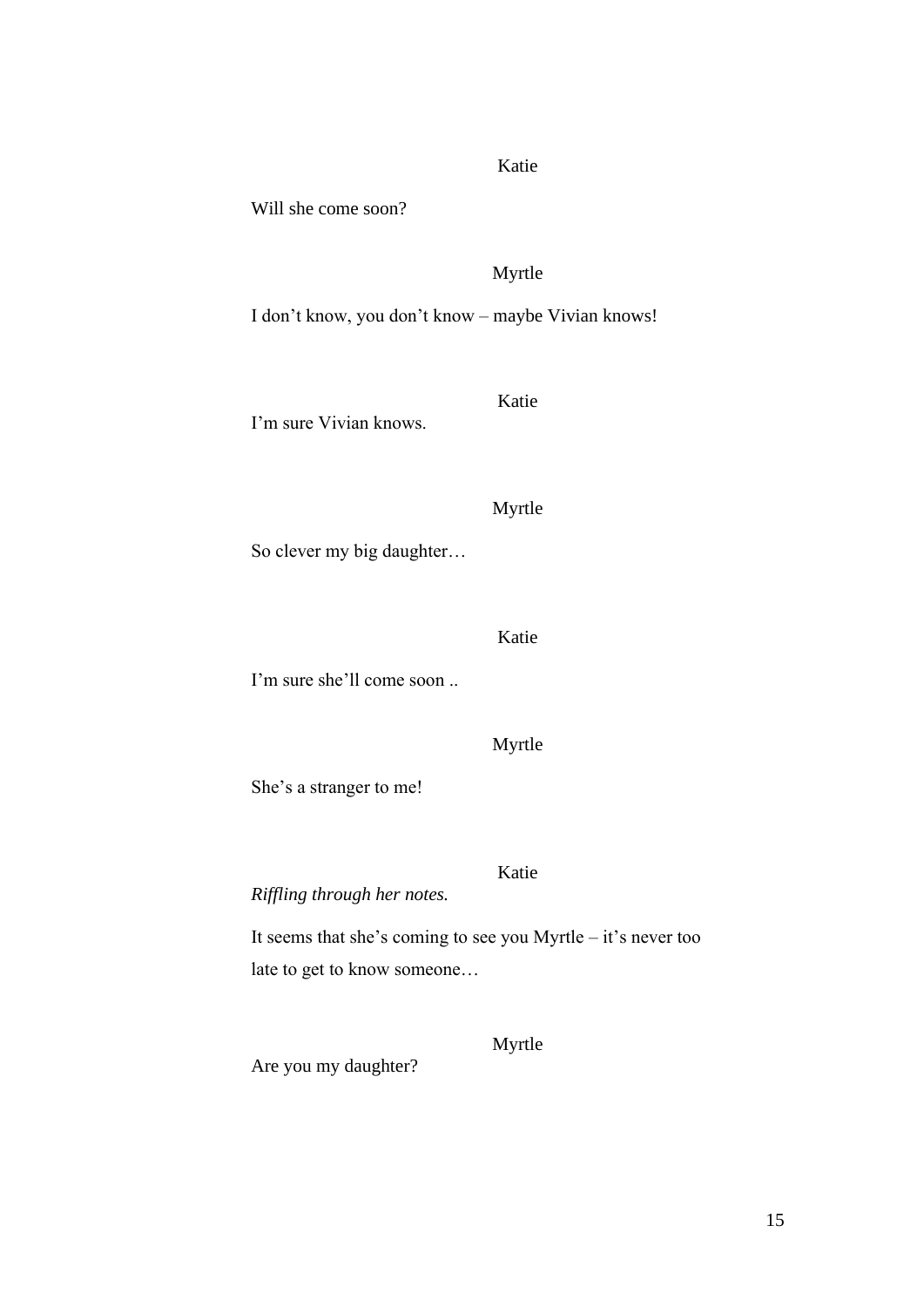Katie

Will she come soon?

Myrtle

I don't know, you don't know – maybe Vivian knows!

Katie

I'm sure Vivian knows.

Myrtle

So clever my big daughter…

Katie

I'm sure she'll come soon ..

Myrtle

She's a stranger to me!

Katie

*Riffling through her notes.*

It seems that she's coming to see you Myrtle – it's never too late to get to know someone…

Myrtle

Are you my daughter?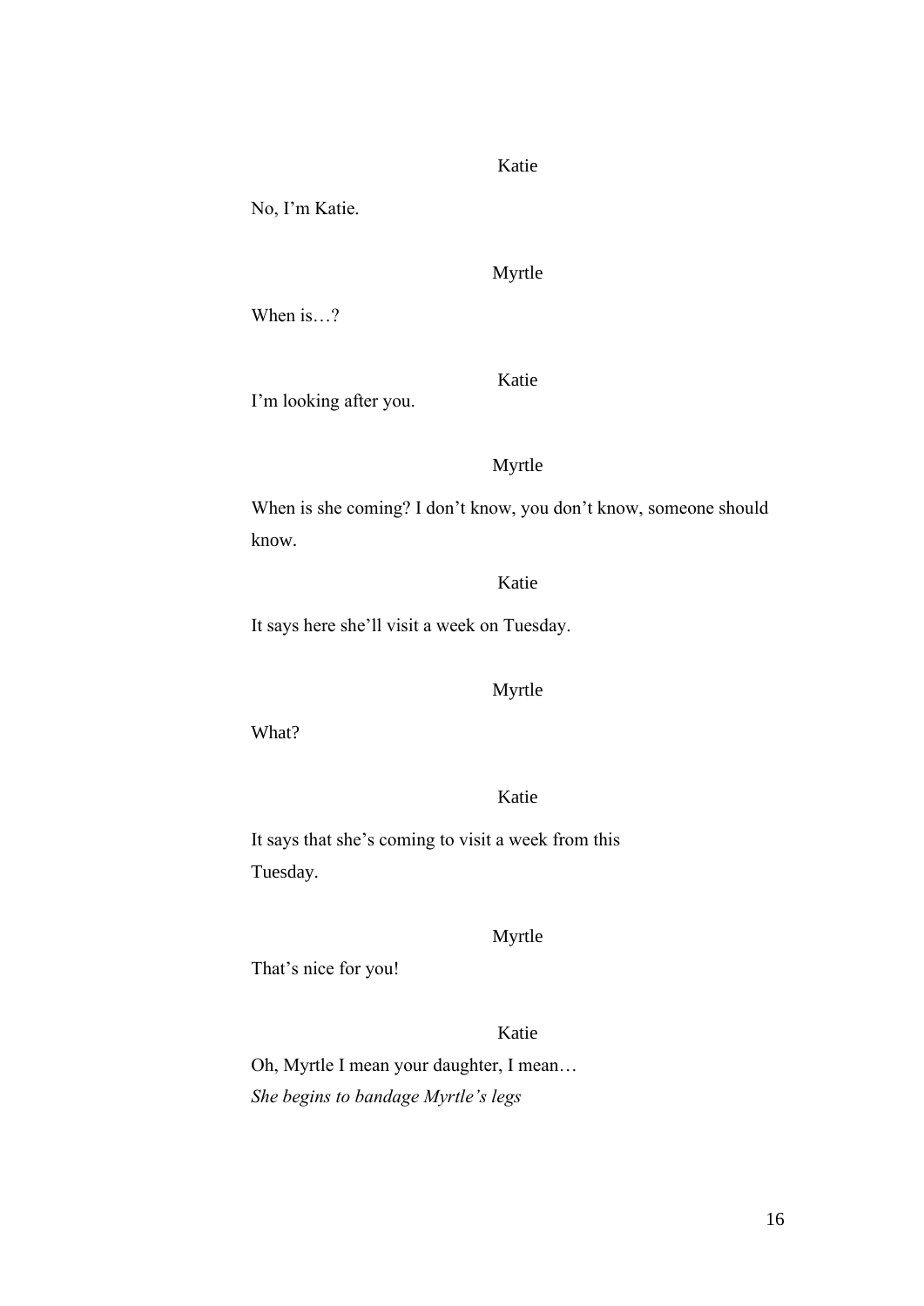Katie

No, I'm Katie.

Myrtle

When is…?

Katie

I'm looking after you.

Myrtle

When is she coming? I don't know, you don't know, someone should know.

Katie

It says here she'll visit a week on Tuesday.

Myrtle

What?

Katie

It says that she's coming to visit a week from this Tuesday.

Myrtle

That's nice for you!

Katie

Oh, Myrtle I mean your daughter, I mean…
*She begins to bandage Myrtle's legs*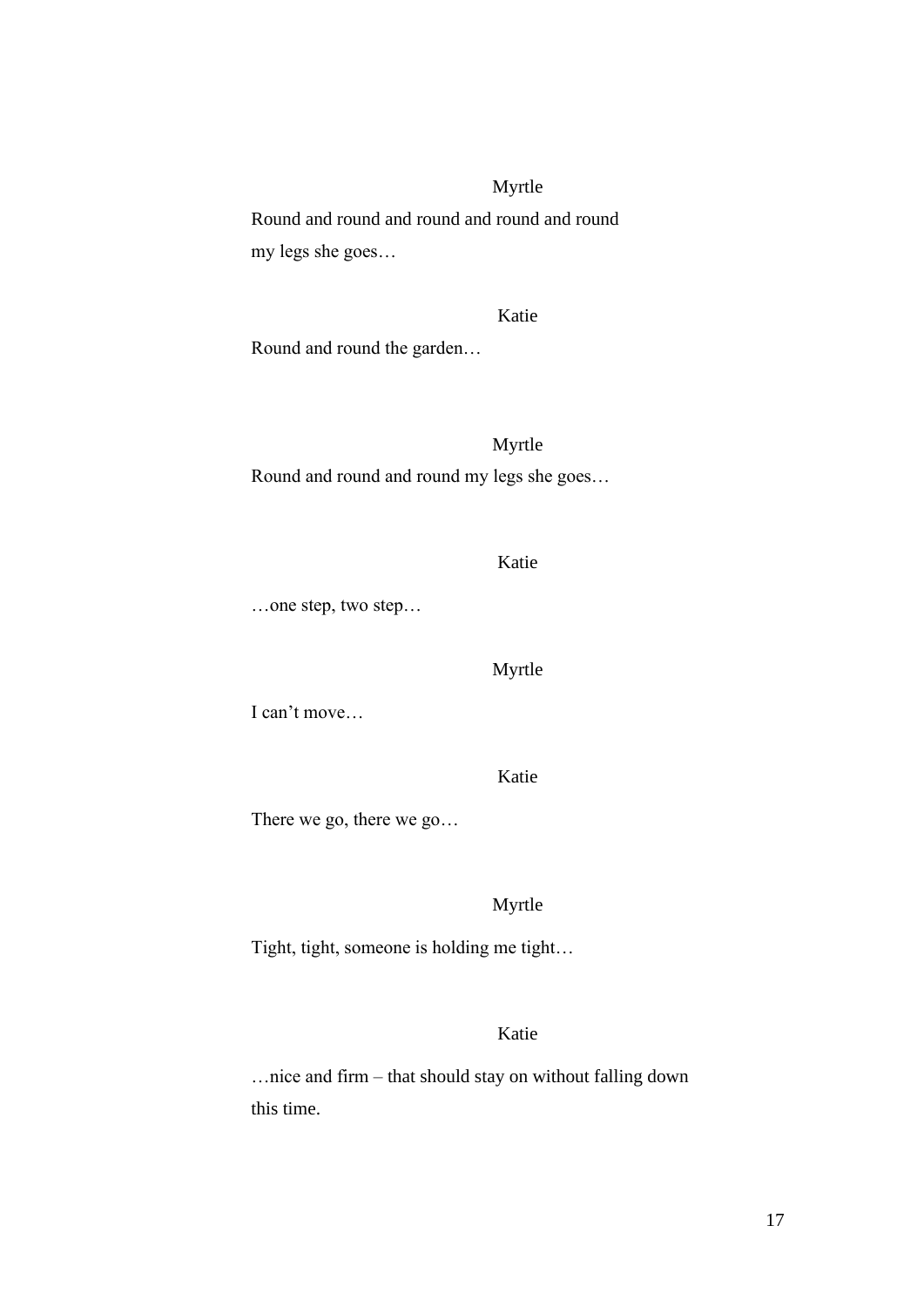Myrtle

Round and round and round and round and round
my legs she goes…

Katie

Round and round the garden…

Myrtle

Round and round and round my legs she goes…

Katie

…one step, two step…

Myrtle

I can't move…

Katie

There we go, there we go…

Myrtle

Tight, tight, someone is holding me tight…

Katie

…nice and firm – that should stay on without falling down
this time.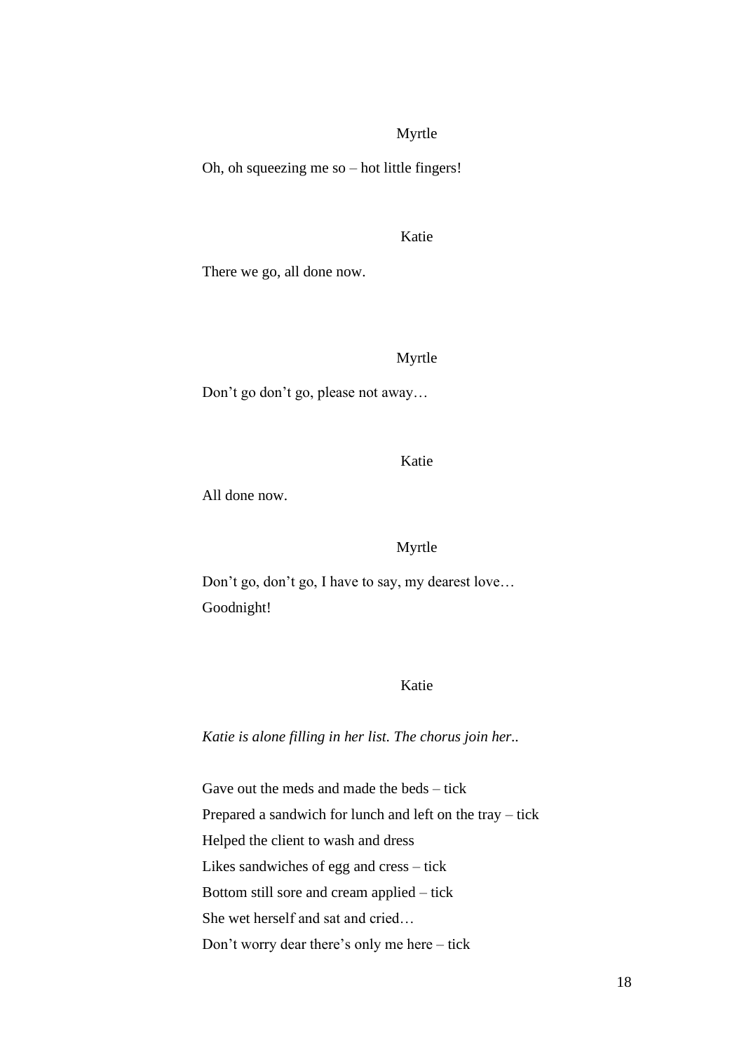Myrtle

Oh, oh squeezing me so – hot little fingers!

Katie

There we go, all done now.

Myrtle

Don't go don't go, please not away…

Katie

All done now.

Myrtle

Don't go, don't go, I have to say, my dearest love…
Goodnight!

Katie

*Katie is alone filling in her list. The chorus join her..*

Gave out the meds and made the beds – tick
Prepared a sandwich for lunch and left on the tray – tick
Helped the client to wash and dress
Likes sandwiches of egg and cress – tick
Bottom still sore and cream applied – tick
She wet herself and sat and cried…
Don't worry dear there's only me here – tick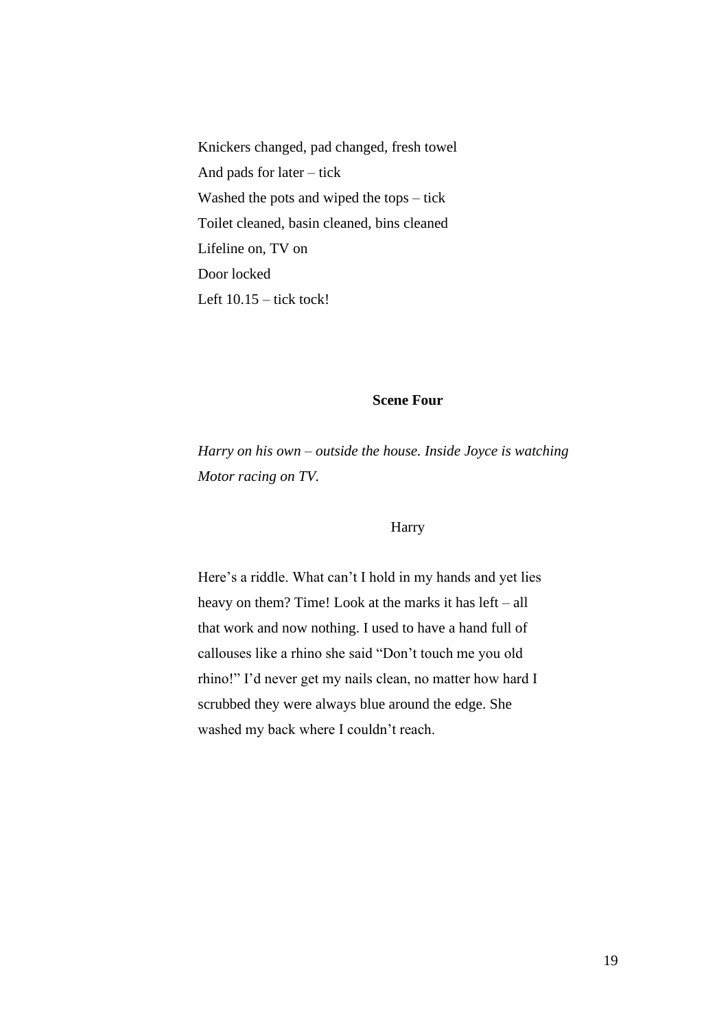Knickers changed, pad changed, fresh towel  
And pads for later – tick  
Washed the pots and wiped the tops – tick  
Toilet cleaned, basin cleaned, bins cleaned  
Lifeline on, TV on  
Door locked  
Left 10.15 – tick tock!

**Scene Four**

*Harry on his own – outside the house. Inside Joyce is watching Motor racing on TV.*

Harry

Here's a riddle. What can't I hold in my hands and yet lies heavy on them? Time! Look at the marks it has left – all that work and now nothing. I used to have a hand full of callouses like a rhino she said "Don't touch me you old rhino!" I'd never get my nails clean, no matter how hard I scrubbed they were always blue around the edge. She washed my back where I couldn't reach.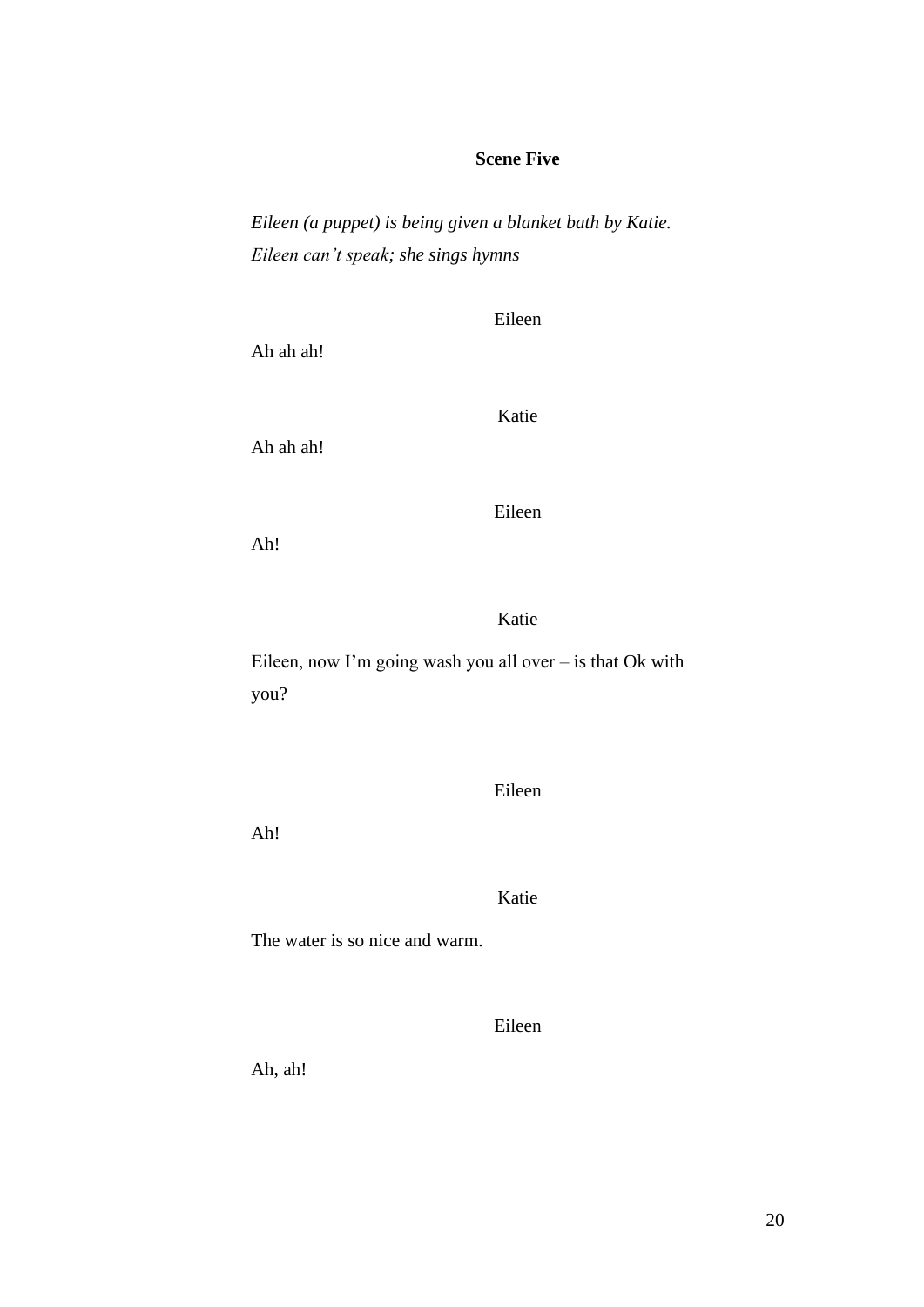**Scene Five**

*Eileen (a puppet) is being given a blanket bath by Katie. Eileen can't speak; she sings hymns*

Eileen

Ah ah ah!

Katie

Ah ah ah!

Eileen

Ah!

Katie

Eileen, now I'm going wash you all over – is that Ok with you?

Eileen

Ah!

Katie

The water is so nice and warm.

Eileen

Ah, ah!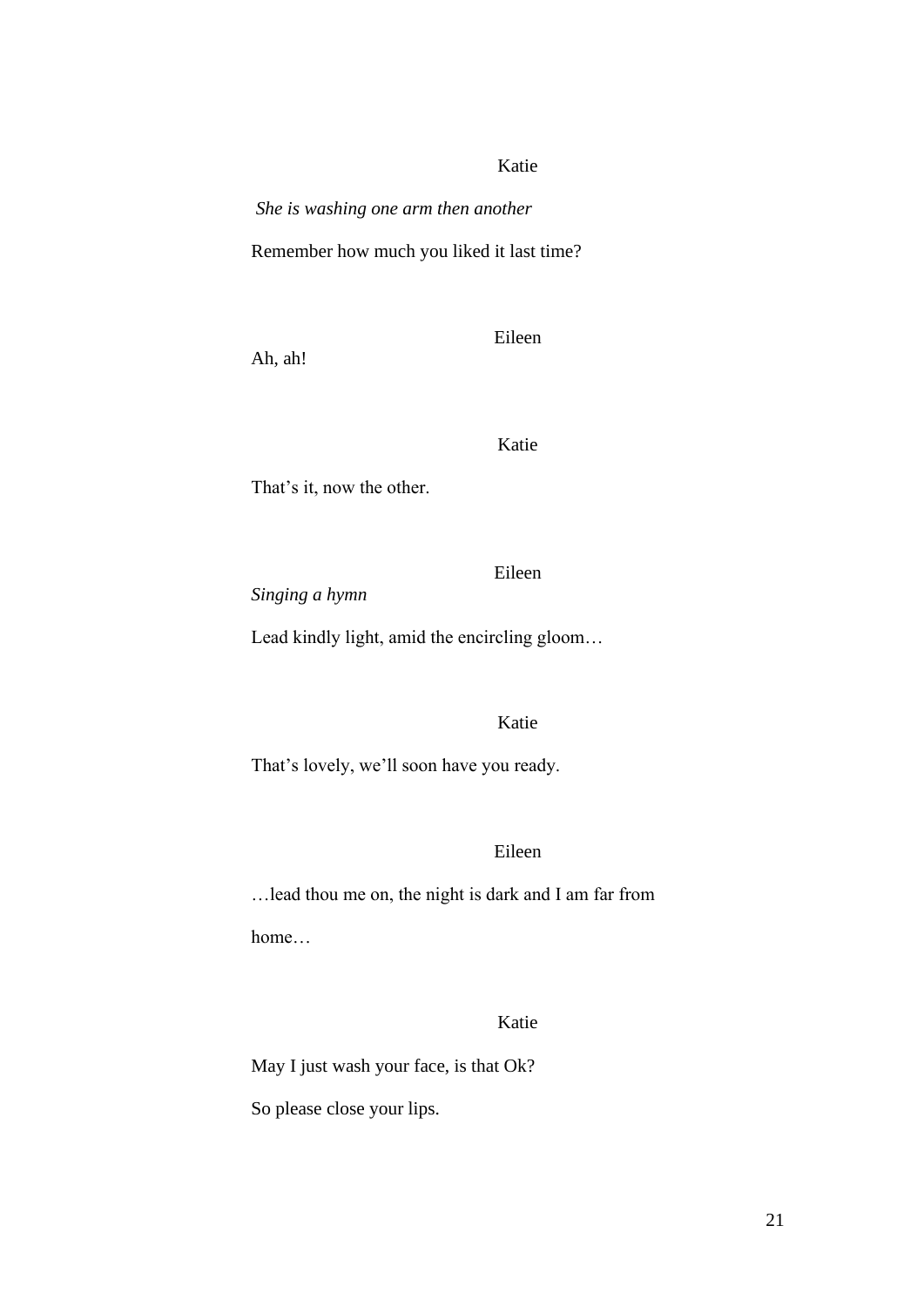Katie

*She is washing one arm then another*

Remember how much you liked it last time?

Eileen

Ah, ah!

Katie

That's it, now the other.

Eileen

*Singing a hymn*

Lead kindly light, amid the encircling gloom…

Katie

That's lovely, we'll soon have you ready.

Eileen

…lead thou me on, the night is dark and I am far from home…

Katie

May I just wash your face, is that Ok?

So please close your lips.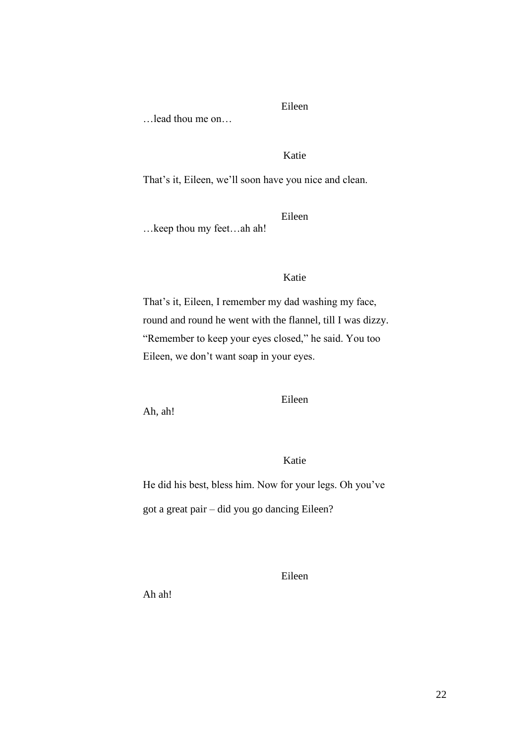Eileen

…lead thou me on…

Katie

That's it, Eileen, we'll soon have you nice and clean.

Eileen

…keep thou my feet…ah ah!

Katie

That's it, Eileen, I remember my dad washing my face, round and round he went with the flannel, till I was dizzy. "Remember to keep your eyes closed," he said. You too Eileen, we don't want soap in your eyes.

Eileen

Ah, ah!

Katie

He did his best, bless him. Now for your legs. Oh you've got a great pair – did you go dancing Eileen?

Eileen

Ah ah!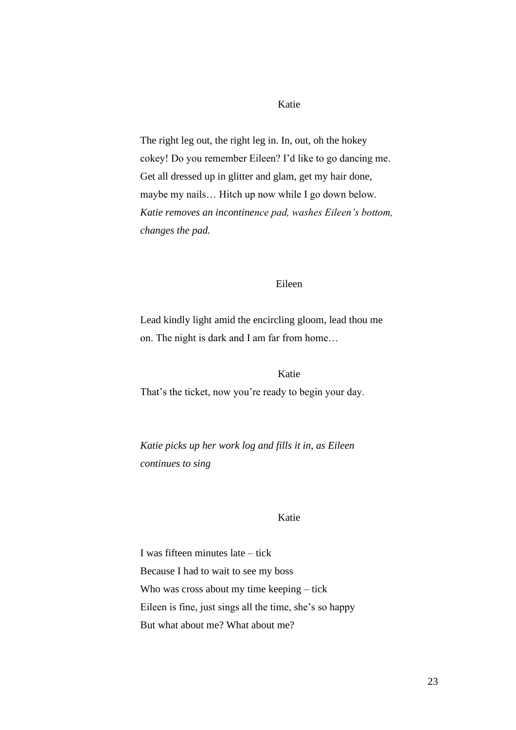Katie

The right leg out, the right leg in. In, out, oh the hokey cokey! Do you remember Eileen? I'd like to go dancing me. Get all dressed up in glitter and glam, get my hair done, maybe my nails… Hitch up now while I go down below.
*Katie removes an incontinence pad, washes Eileen's bottom, changes the pad.*

Eileen

Lead kindly light amid the encircling gloom, lead thou me on. The night is dark and I am far from home…

Katie

That's the ticket, now you're ready to begin your day.

*Katie picks up her work log and fills it in, as Eileen continues to sing*

Katie

I was fifteen minutes late – tick
Because I had to wait to see my boss
Who was cross about my time keeping – tick
Eileen is fine, just sings all the time, she's so happy
But what about me? What about me?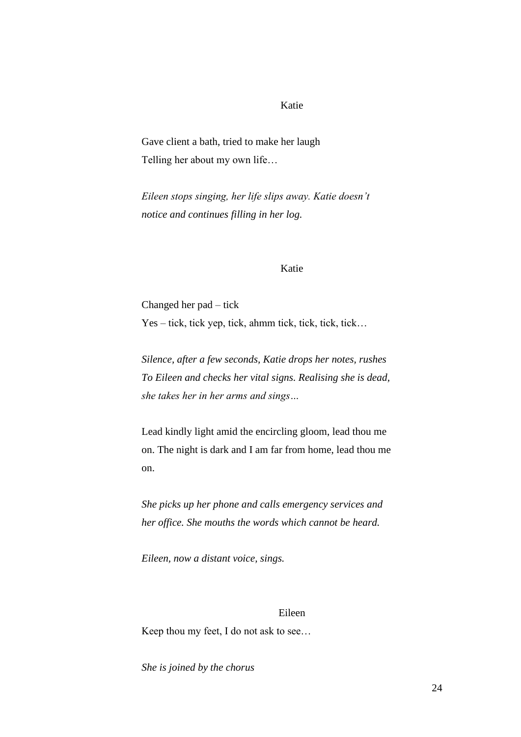Katie

Gave client a bath, tried to make her laugh
Telling her about my own life…

*Eileen stops singing, her life slips away. Katie doesn't notice and continues filling in her log.*

Katie

Changed her pad – tick
Yes – tick, tick yep, tick, ahmm tick, tick, tick, tick…

*Silence, after a few seconds, Katie drops her notes, rushes To Eileen and checks her vital signs. Realising she is dead, she takes her in her arms and sings…*

Lead kindly light amid the encircling gloom, lead thou me on. The night is dark and I am far from home, lead thou me on.

*She picks up her phone and calls emergency services and her office. She mouths the words which cannot be heard.*

*Eileen, now a distant voice, sings.*

Eileen

Keep thou my feet, I do not ask to see…

*She is joined by the chorus*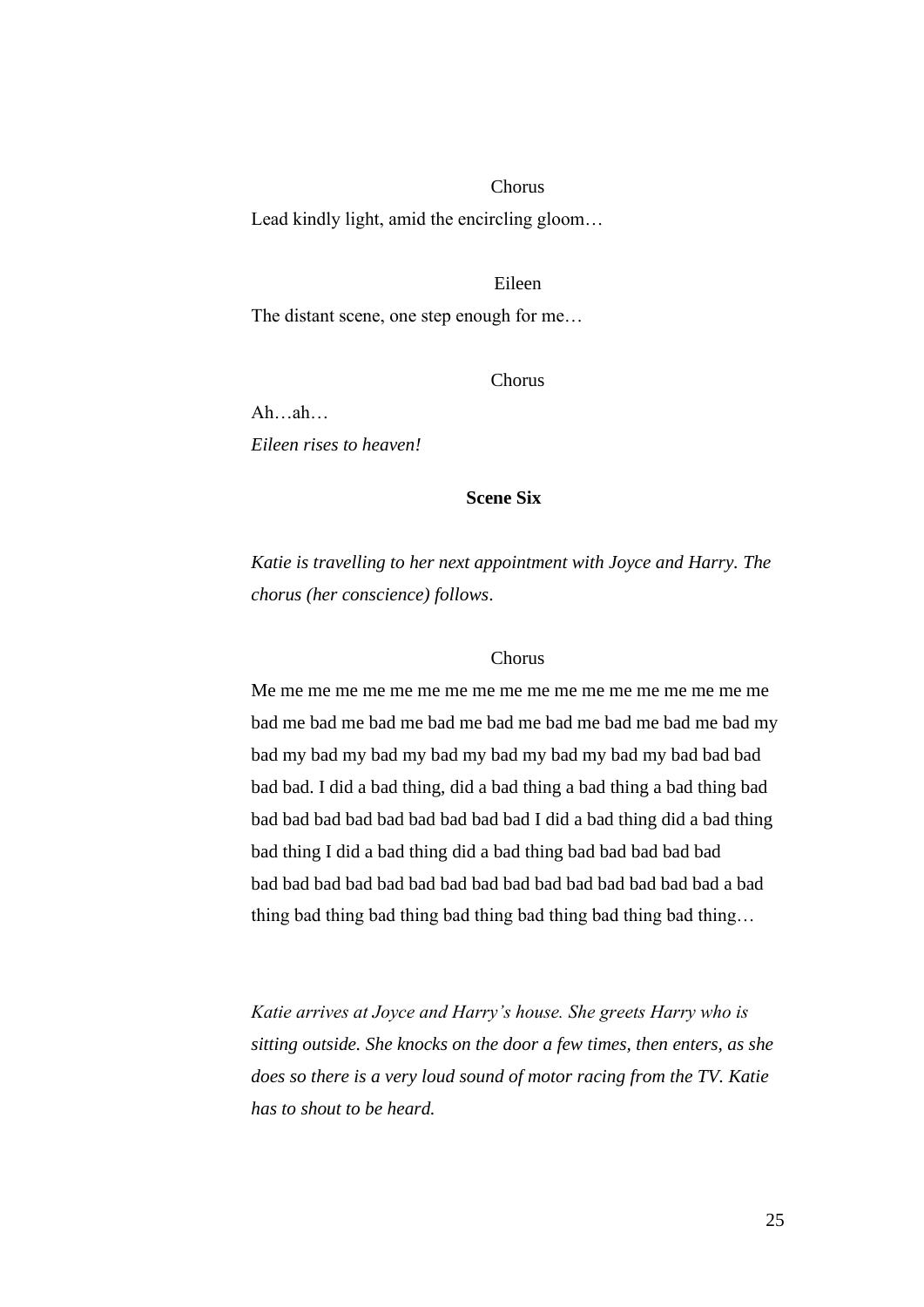Chorus

Lead kindly light, amid the encircling gloom…

Eileen

The distant scene, one step enough for me…

Chorus

Ah…ah…

*Eileen rises to heaven!*

**Scene Six**

*Katie is travelling to her next appointment with Joyce and Harry. The chorus (her conscience) follows.*

Chorus

Me me me me me me me me me me me me me me me me me me me me bad me bad me bad me bad me bad me bad me bad me bad me bad my bad my bad my bad my bad my bad my bad my bad my bad bad bad bad bad. I did a bad thing, did a bad thing a bad thing a bad thing bad bad bad bad bad bad bad bad bad bad I did a bad thing did a bad thing bad thing I did a bad thing did a bad thing bad bad bad bad bad bad bad bad bad bad bad bad bad bad bad bad bad bad bad bad a bad thing bad thing bad thing bad thing bad thing bad thing bad thing…

*Katie arrives at Joyce and Harry's house. She greets Harry who is sitting outside. She knocks on the door a few times, then enters, as she does so there is a very loud sound of motor racing from the TV. Katie has to shout to be heard.*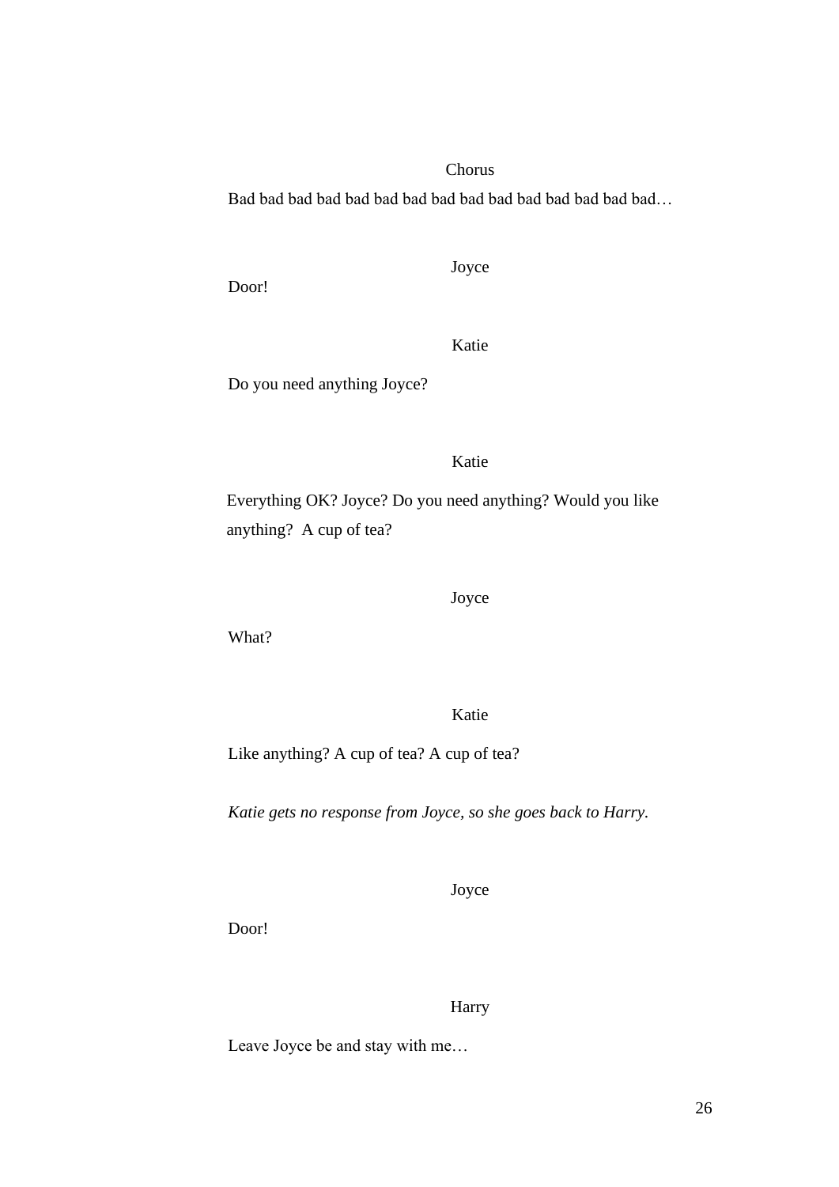Chorus

Bad bad bad bad bad bad bad bad bad bad bad bad bad bad…

Joyce

Door!

Katie

Do you need anything Joyce?

Katie

Everything OK? Joyce? Do you need anything? Would you like anything?  A cup of tea?

Joyce

What?

Katie

Like anything? A cup of tea? A cup of tea?

*Katie gets no response from Joyce, so she goes back to Harry.*

Joyce

Door!

Harry

Leave Joyce be and stay with me…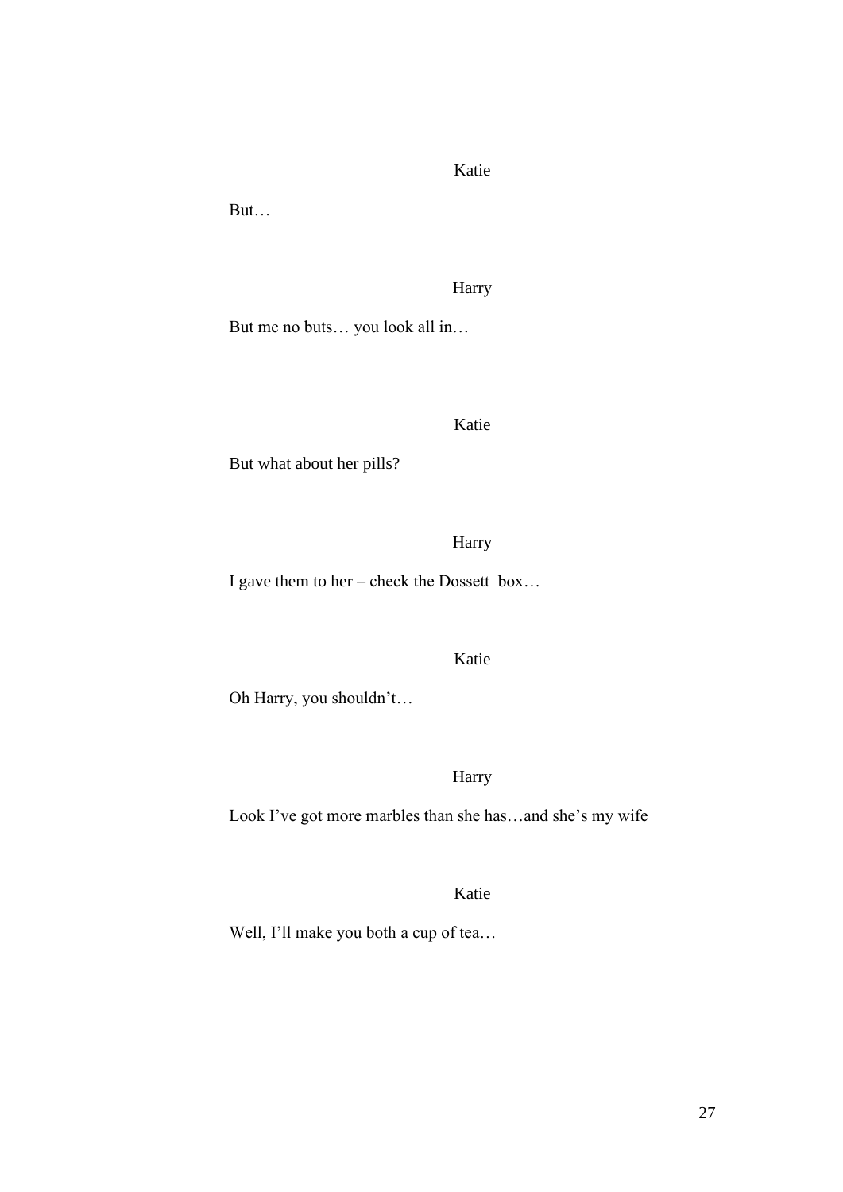Katie

But…

Harry

But me no buts… you look all in…

Katie

But what about her pills?

Harry

I gave them to her – check the Dossett box…

Katie

Oh Harry, you shouldn't…

Harry

Look I've got more marbles than she has…and she's my wife

Katie

Well, I'll make you both a cup of tea…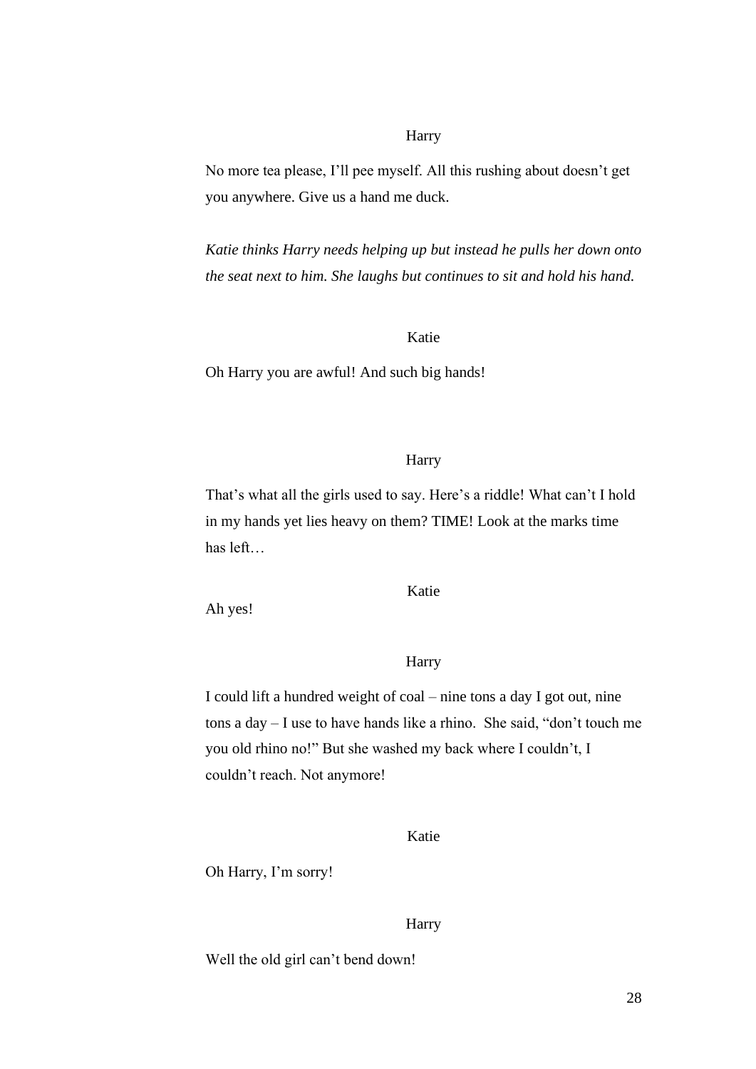Harry

No more tea please, I'll pee myself. All this rushing about doesn't get you anywhere. Give us a hand me duck.

*Katie thinks Harry needs helping up but instead he pulls her down onto the seat next to him. She laughs but continues to sit and hold his hand.*

Katie

Oh Harry you are awful! And such big hands!

Harry

That's what all the girls used to say. Here's a riddle! What can't I hold in my hands yet lies heavy on them? TIME! Look at the marks time has left…

Katie

Ah yes!

Harry

I could lift a hundred weight of coal – nine tons a day I got out, nine tons a day – I use to have hands like a rhino. She said, "don't touch me you old rhino no!" But she washed my back where I couldn't, I couldn't reach. Not anymore!

Katie

Oh Harry, I'm sorry!

Harry

Well the old girl can't bend down!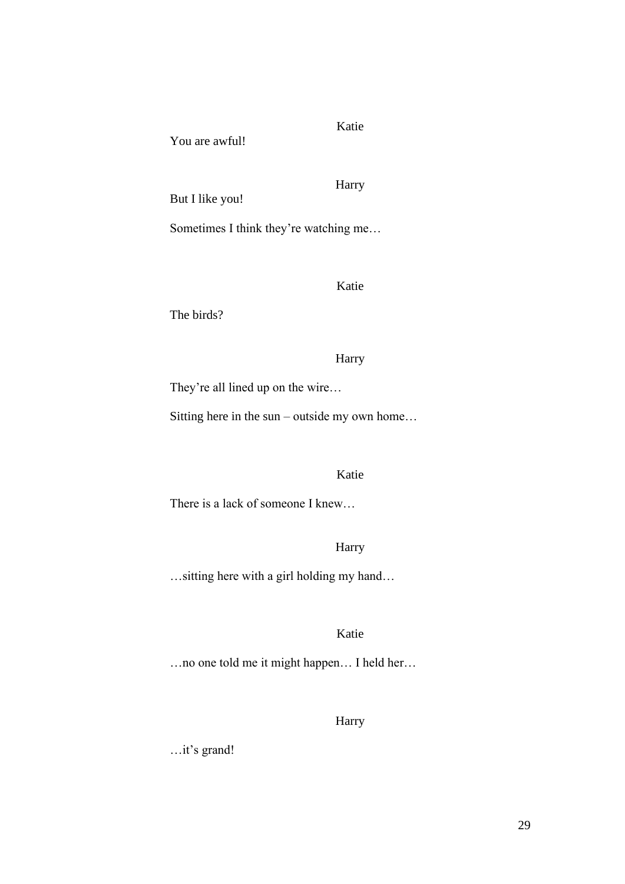Katie

You are awful!

Harry

But I like you!

Sometimes I think they're watching me…

Katie

The birds?

Harry

They're all lined up on the wire…

Sitting here in the sun – outside my own home…

Katie

There is a lack of someone I knew…

Harry

…sitting here with a girl holding my hand…

Katie

…no one told me it might happen… I held her…

Harry

…it's grand!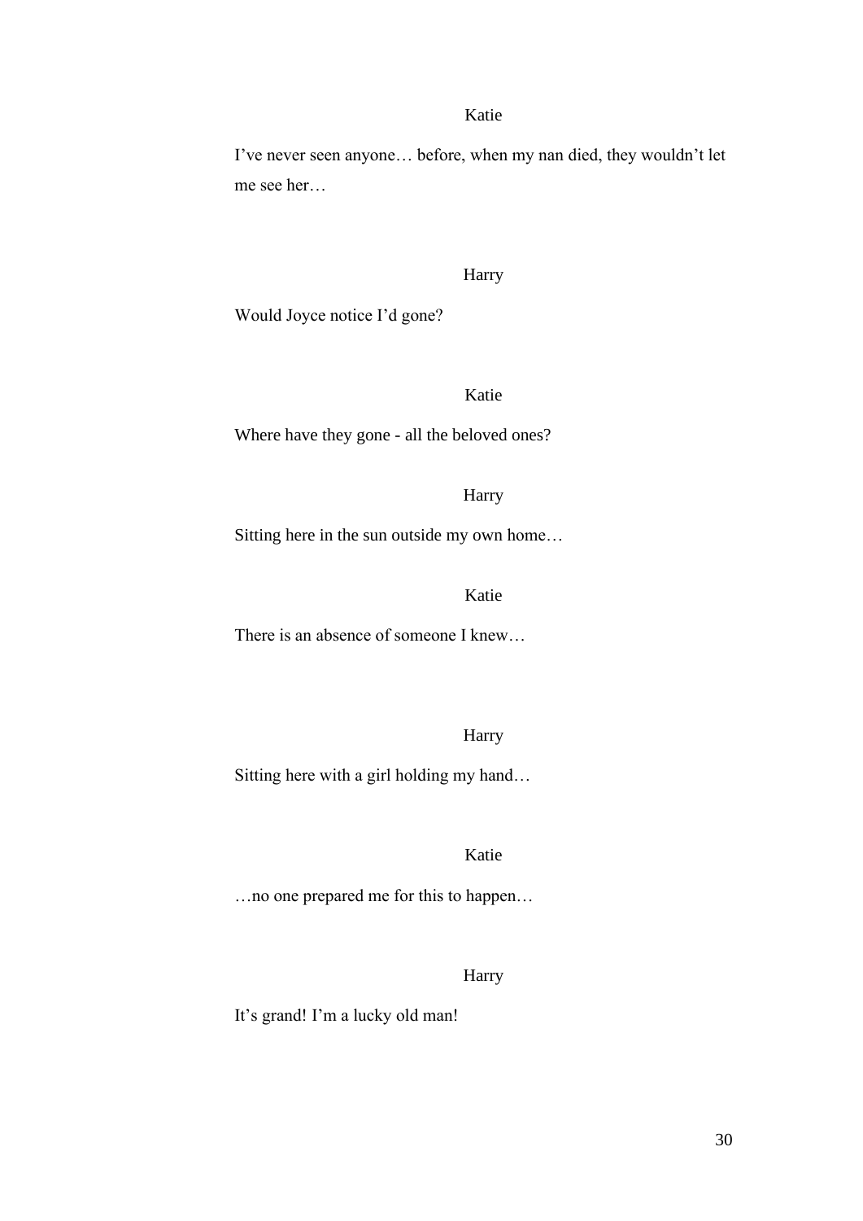Katie

I've never seen anyone… before, when my nan died, they wouldn't let me see her…

Harry

Would Joyce notice I'd gone?

Katie

Where have they gone - all the beloved ones?

Harry

Sitting here in the sun outside my own home…

Katie

There is an absence of someone I knew…

Harry

Sitting here with a girl holding my hand…

Katie

…no one prepared me for this to happen…

Harry

It's grand! I'm a lucky old man!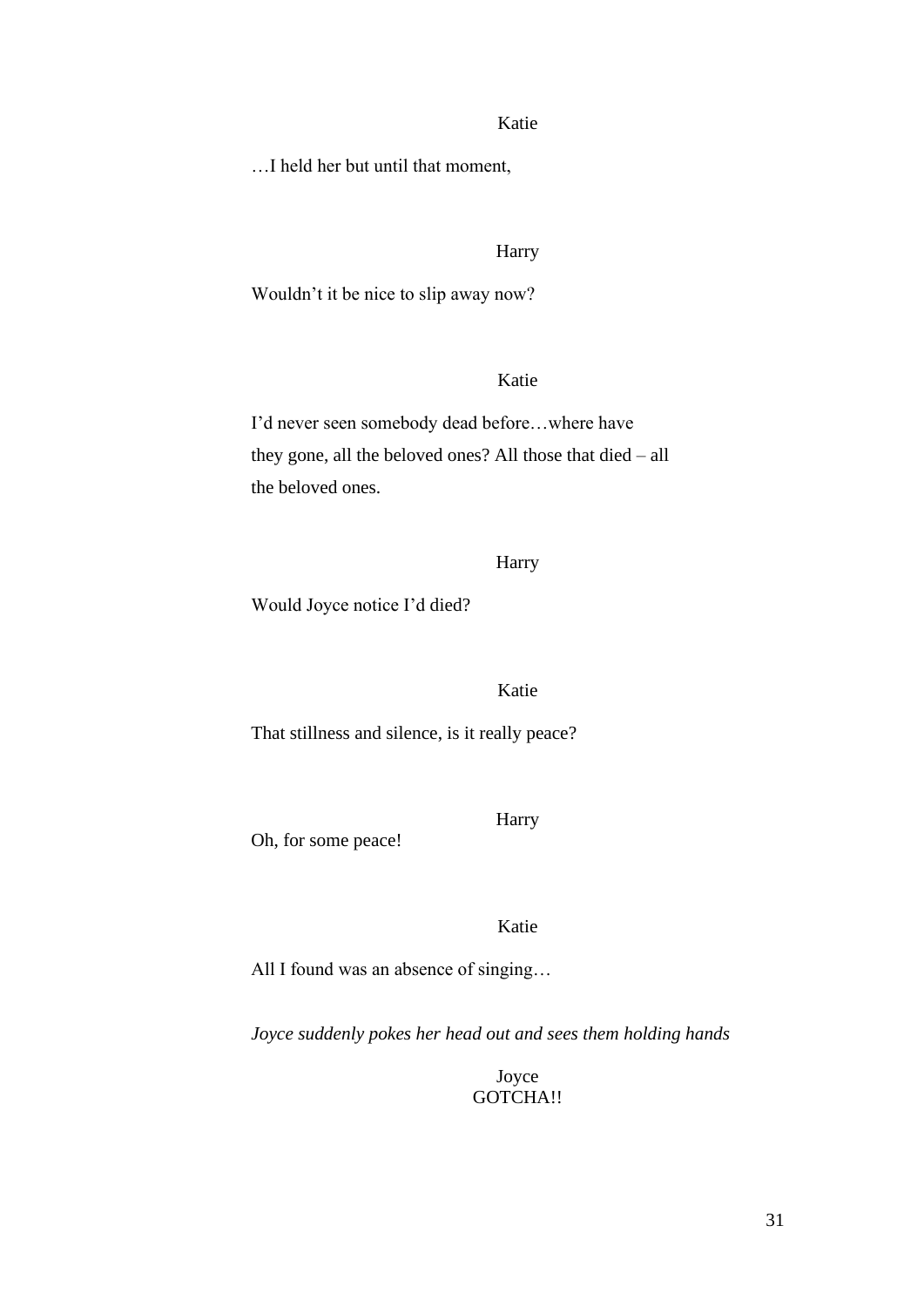Katie

…I held her but until that moment,

Harry

Wouldn't it be nice to slip away now?

Katie

I'd never seen somebody dead before…where have they gone, all the beloved ones? All those that died – all the beloved ones.

Harry

Would Joyce notice I'd died?

Katie

That stillness and silence, is it really peace?

Harry

Oh, for some peace!

Katie

All I found was an absence of singing…

*Joyce suddenly pokes her head out and sees them holding hands*

Joyce

GOTCHA!!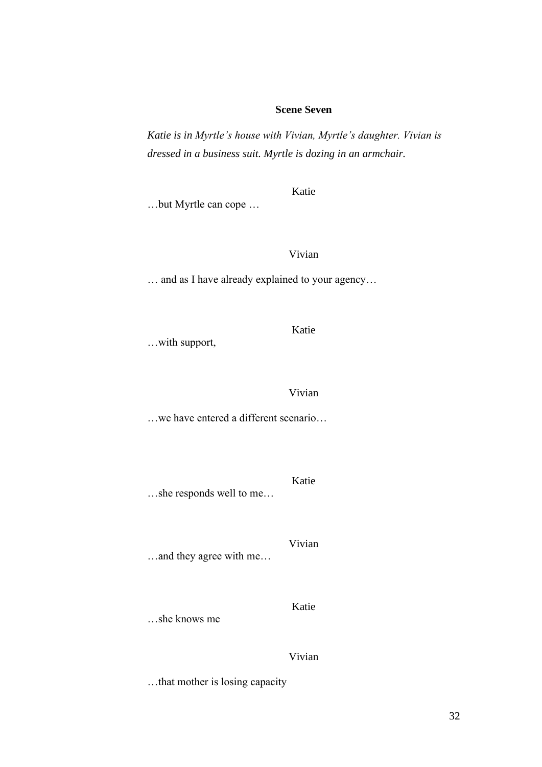**Scene Seven**

*Katie is in Myrtle's house with Vivian, Myrtle's daughter. Vivian is dressed in a business suit. Myrtle is dozing in an armchair.*

Katie

…but Myrtle can cope …

Vivian

… and as I have already explained to your agency…

Katie

…with support,

Vivian

…we have entered a different scenario…

Katie

…she responds well to me…

Vivian

…and they agree with me…

Katie

…she knows me

Vivian

…that mother is losing capacity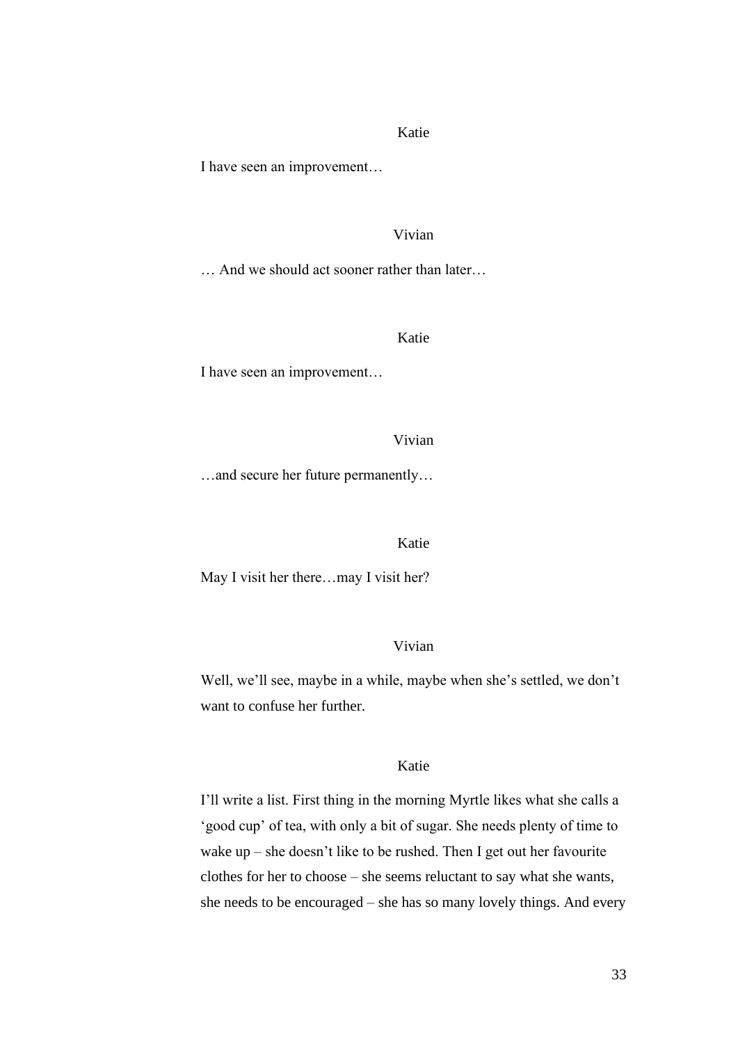Katie

I have seen an improvement…

Vivian

… And we should act sooner rather than later…

Katie

I have seen an improvement…

Vivian

…and secure her future permanently…

Katie

May I visit her there…may I visit her?

Vivian

Well, we'll see, maybe in a while, maybe when she's settled, we don't want to confuse her further.

Katie

I'll write a list. First thing in the morning Myrtle likes what she calls a 'good cup' of tea, with only a bit of sugar. She needs plenty of time to wake up – she doesn't like to be rushed. Then I get out her favourite clothes for her to choose – she seems reluctant to say what she wants, she needs to be encouraged – she has so many lovely things. And every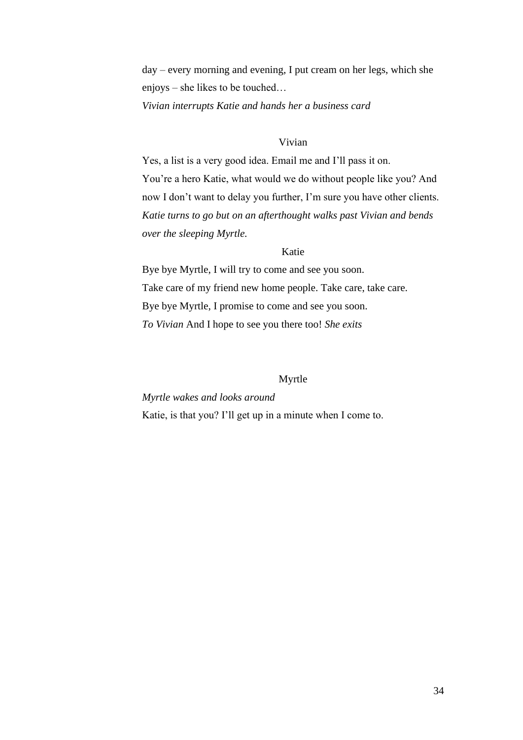day – every morning and evening, I put cream on her legs, which she enjoys – she likes to be touched…

*Vivian interrupts Katie and hands her a business card*

Vivian

Yes, a list is a very good idea. Email me and I'll pass it on.
You're a hero Katie, what would we do without people like you? And now I don't want to delay you further, I'm sure you have other clients.

*Katie turns to go but on an afterthought walks past Vivian and bends over the sleeping Myrtle.*

Katie

Bye bye Myrtle, I will try to come and see you soon.
Take care of my friend new home people. Take care, take care.
Bye bye Myrtle, I promise to come and see you soon.
*To Vivian* And I hope to see you there too! *She exits*

Myrtle

*Myrtle wakes and looks around*

Katie, is that you? I'll get up in a minute when I come to.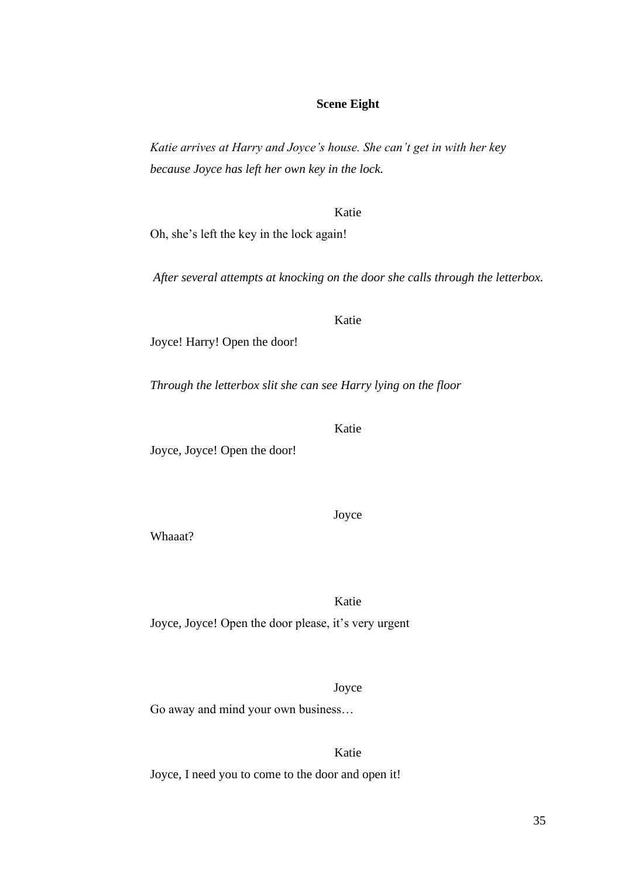**Scene Eight**

*Katie arrives at Harry and Joyce's house. She can't get in with her key because Joyce has left her own key in the lock.*

Katie

Oh, she's left the key in the lock again!

*After several attempts at knocking on the door she calls through the letterbox.*

Katie

Joyce! Harry! Open the door!

*Through the letterbox slit she can see Harry lying on the floor*

Katie

Joyce, Joyce! Open the door!

Joyce

Whaaat?

Katie

Joyce, Joyce! Open the door please, it's very urgent

Joyce

Go away and mind your own business…

Katie

Joyce, I need you to come to the door and open it!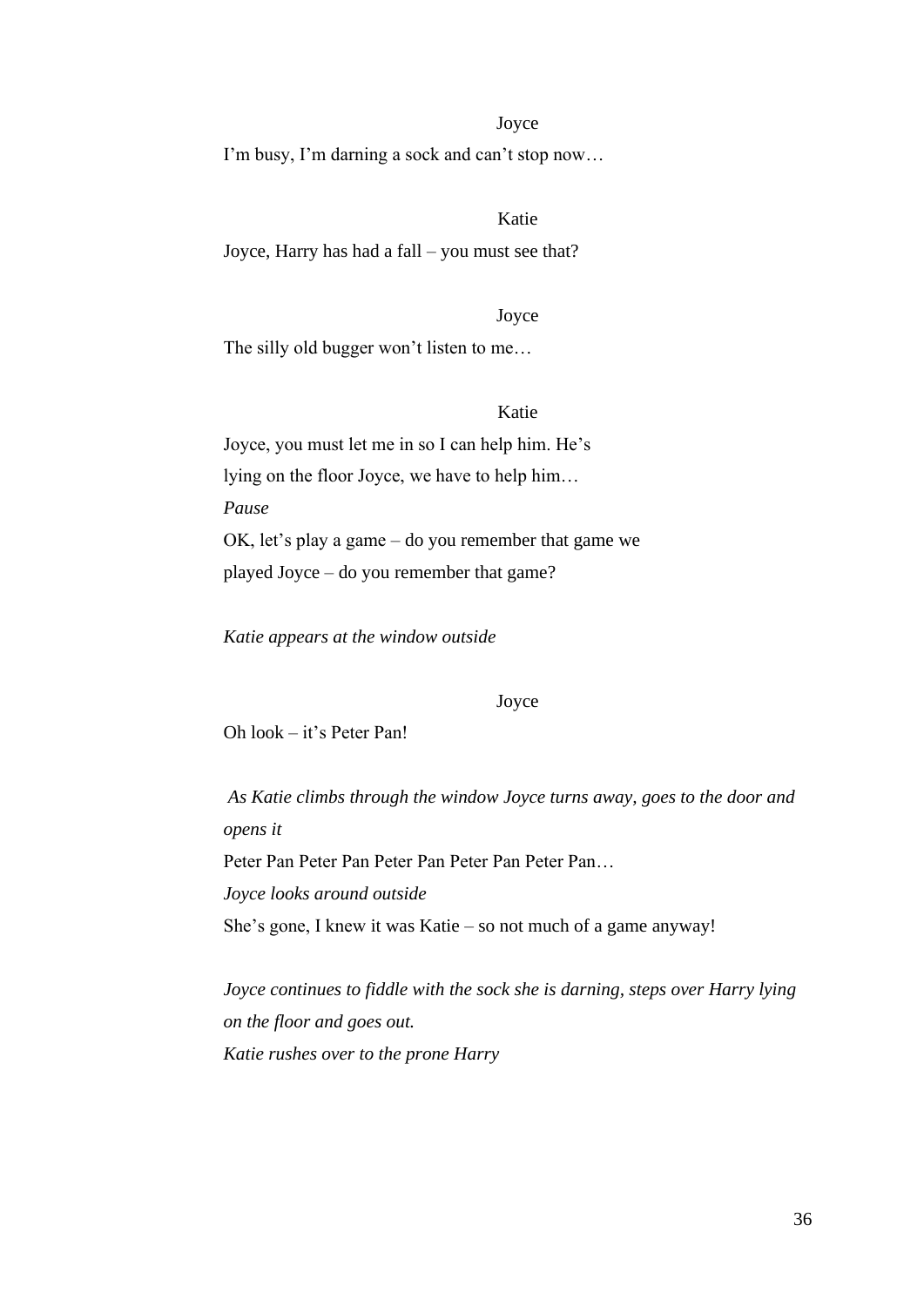Joyce

I'm busy, I'm darning a sock and can't stop now…

Katie

Joyce, Harry has had a fall – you must see that?

Joyce

The silly old bugger won't listen to me…

Katie

Joyce, you must let me in so I can help him. He's
lying on the floor Joyce, we have to help him…
*Pause*
OK, let's play a game – do you remember that game we
played Joyce – do you remember that game?

*Katie appears at the window outside*

Joyce

Oh look – it's Peter Pan!

*As Katie climbs through the window Joyce turns away, goes to the door and opens it*
Peter Pan Peter Pan Peter Pan Peter Pan Peter Pan…
*Joyce looks around outside*
She's gone, I knew it was Katie – so not much of a game anyway!

*Joyce continues to fiddle with the sock she is darning, steps over Harry lying on the floor and goes out.*
*Katie rushes over to the prone Harry*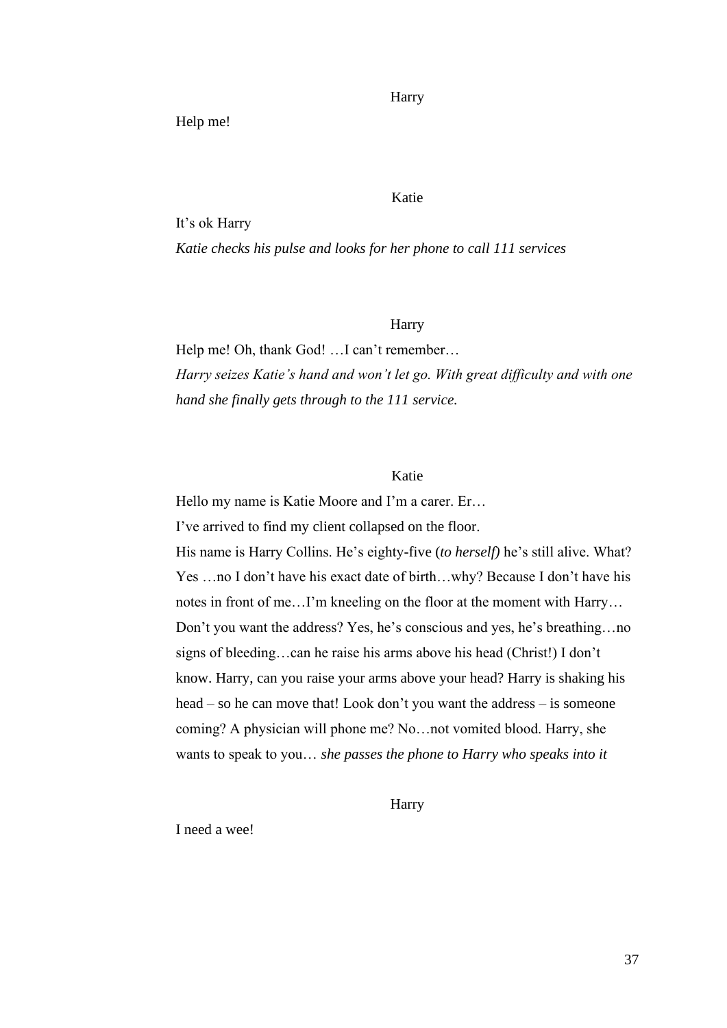Harry

Help me!

Katie

It's ok Harry

*Katie checks his pulse and looks for her phone to call 111 services*

Harry

Help me! Oh, thank God! …I can't remember…

*Harry seizes Katie's hand and won't let go. With great difficulty and with one hand she finally gets through to the 111 service.*

Katie

Hello my name is Katie Moore and I'm a carer. Er…

I've arrived to find my client collapsed on the floor.

His name is Harry Collins. He's eighty-five (*to herself)* he's still alive. What? Yes …no I don't have his exact date of birth…why? Because I don't have his notes in front of me…I'm kneeling on the floor at the moment with Harry… Don't you want the address? Yes, he's conscious and yes, he's breathing…no signs of bleeding…can he raise his arms above his head (Christ!) I don't know. Harry, can you raise your arms above your head? Harry is shaking his head – so he can move that! Look don't you want the address – is someone coming? A physician will phone me? No…not vomited blood. Harry, she wants to speak to you… *she passes the phone to Harry who speaks into it*

Harry

I need a wee!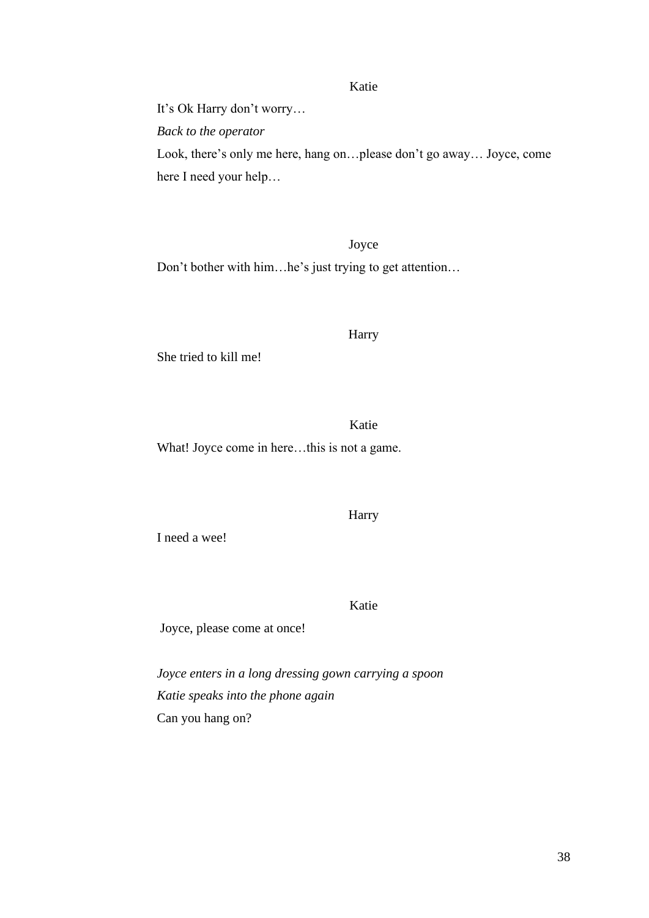Katie

It's Ok Harry don't worry…

*Back to the operator*

Look, there's only me here, hang on…please don't go away… Joyce, come here I need your help…

Joyce

Don't bother with him…he's just trying to get attention…

Harry

She tried to kill me!

Katie

What! Joyce come in here…this is not a game.

Harry

I need a wee!

Katie

Joyce, please come at once!

*Joyce enters in a long dressing gown carrying a spoon*

*Katie speaks into the phone again*

Can you hang on?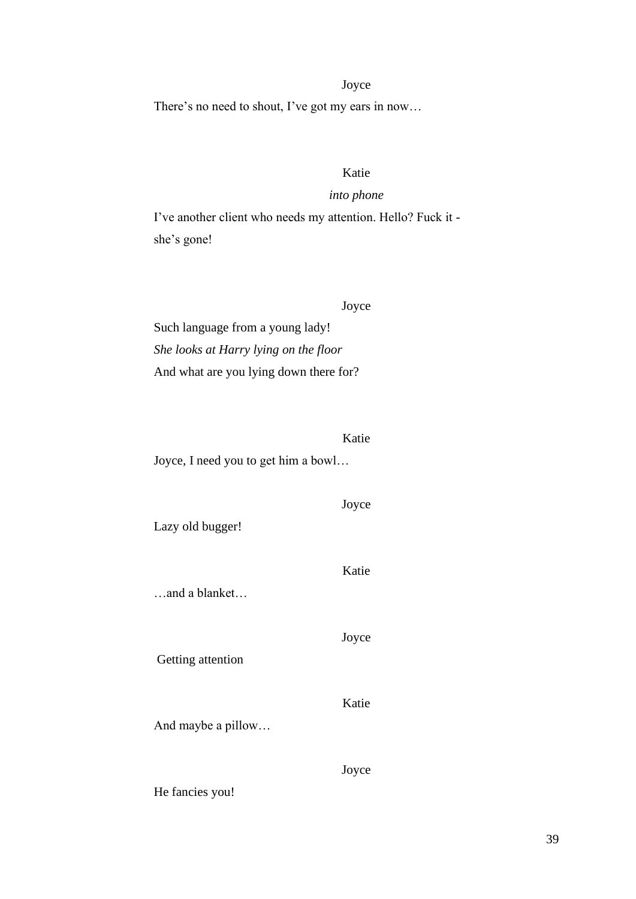Joyce

There's no need to shout, I've got my ears in now…

Katie

*into phone*

I've another client who needs my attention. Hello? Fuck it - she's gone!

Joyce

Such language from a young lady!

*She looks at Harry lying on the floor*

And what are you lying down there for?

Katie

Joyce, I need you to get him a bowl…

Joyce

Lazy old bugger!

Katie

…and a blanket…

Joyce

Getting attention

Katie

And maybe a pillow…

Joyce

He fancies you!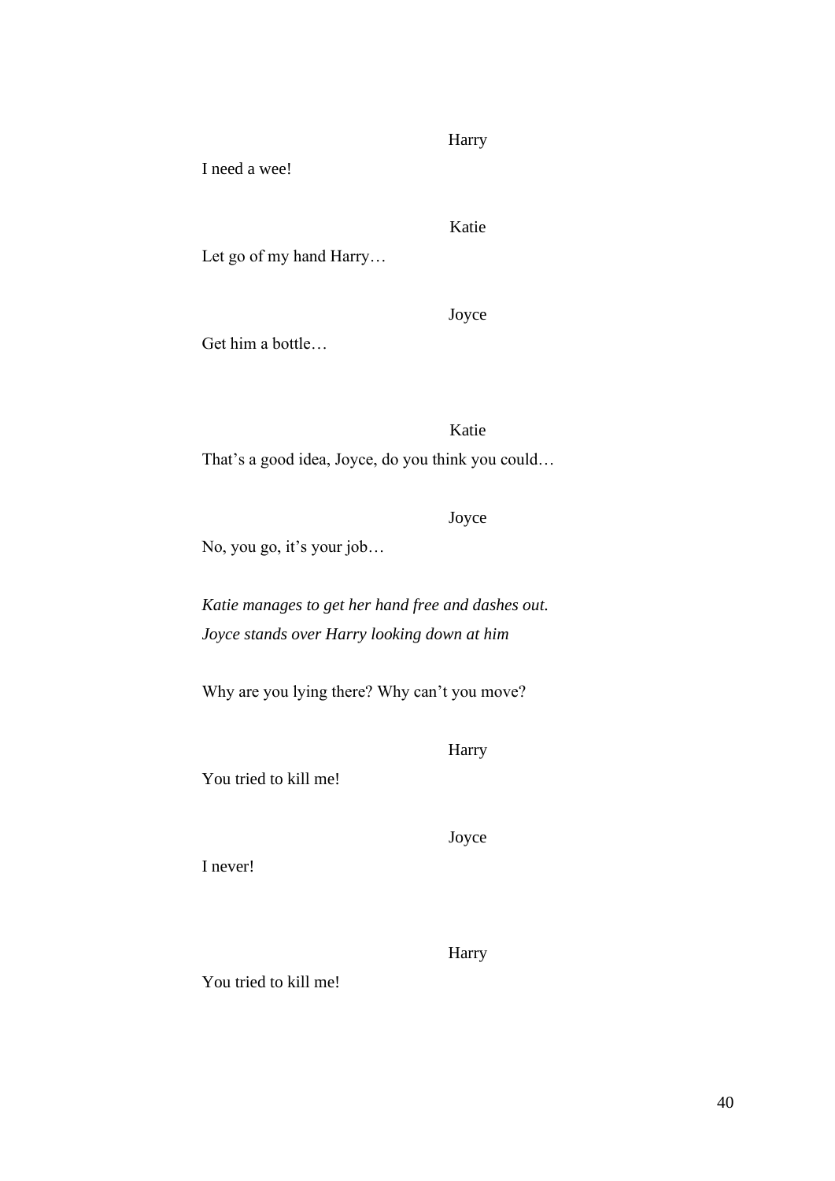Harry

I need a wee!

Katie

Let go of my hand Harry…

Joyce

Get him a bottle…

Katie

That's a good idea, Joyce, do you think you could…

Joyce

No, you go, it's your job…

*Katie manages to get her hand free and dashes out.*
*Joyce stands over Harry looking down at him*

Why are you lying there? Why can't you move?

Harry

You tried to kill me!

Joyce

I never!

Harry

You tried to kill me!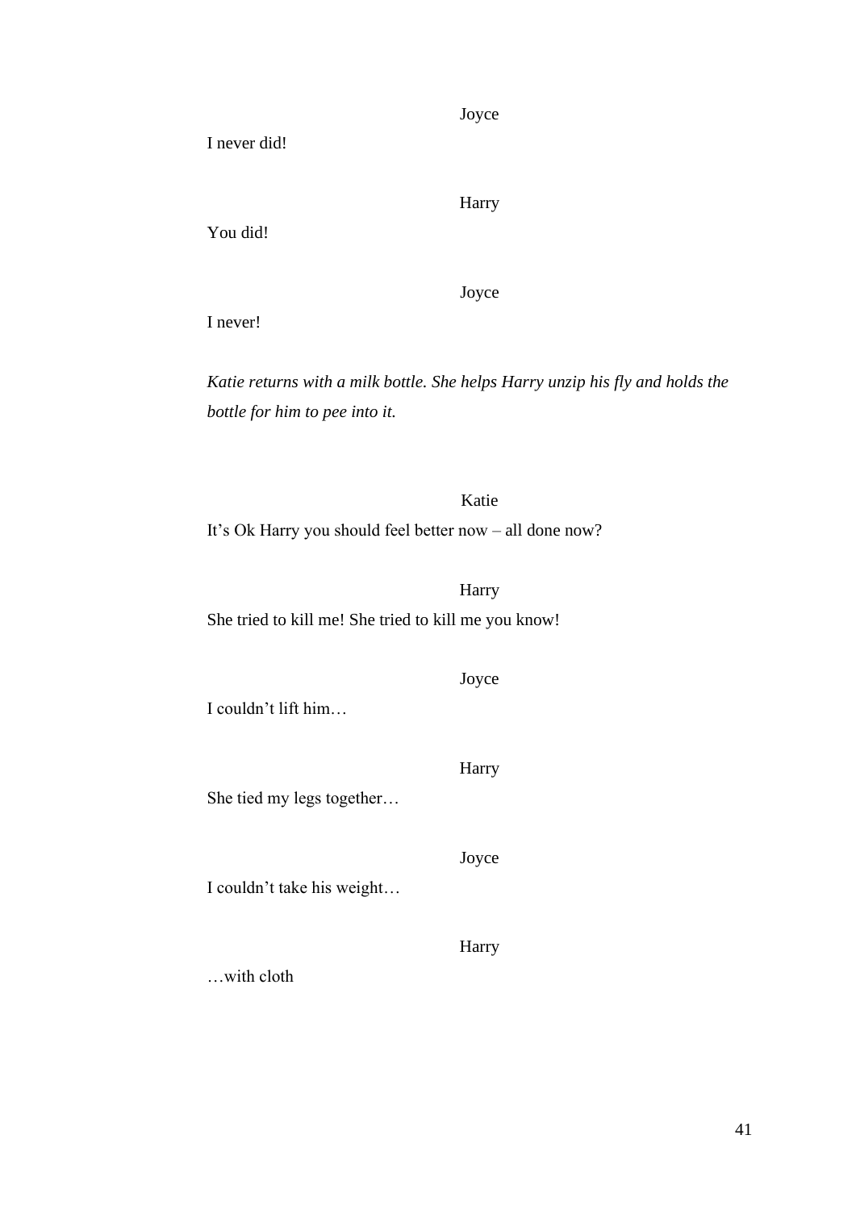Joyce

I never did!

Harry

You did!

Joyce

I never!

*Katie returns with a milk bottle. She helps Harry unzip his fly and holds the bottle for him to pee into it.*

Katie

It’s Ok Harry you should feel better now – all done now?

Harry

She tried to kill me! She tried to kill me you know!

Joyce

I couldn’t lift him…

Harry

She tied my legs together…

Joyce

I couldn’t take his weight…

Harry

…with cloth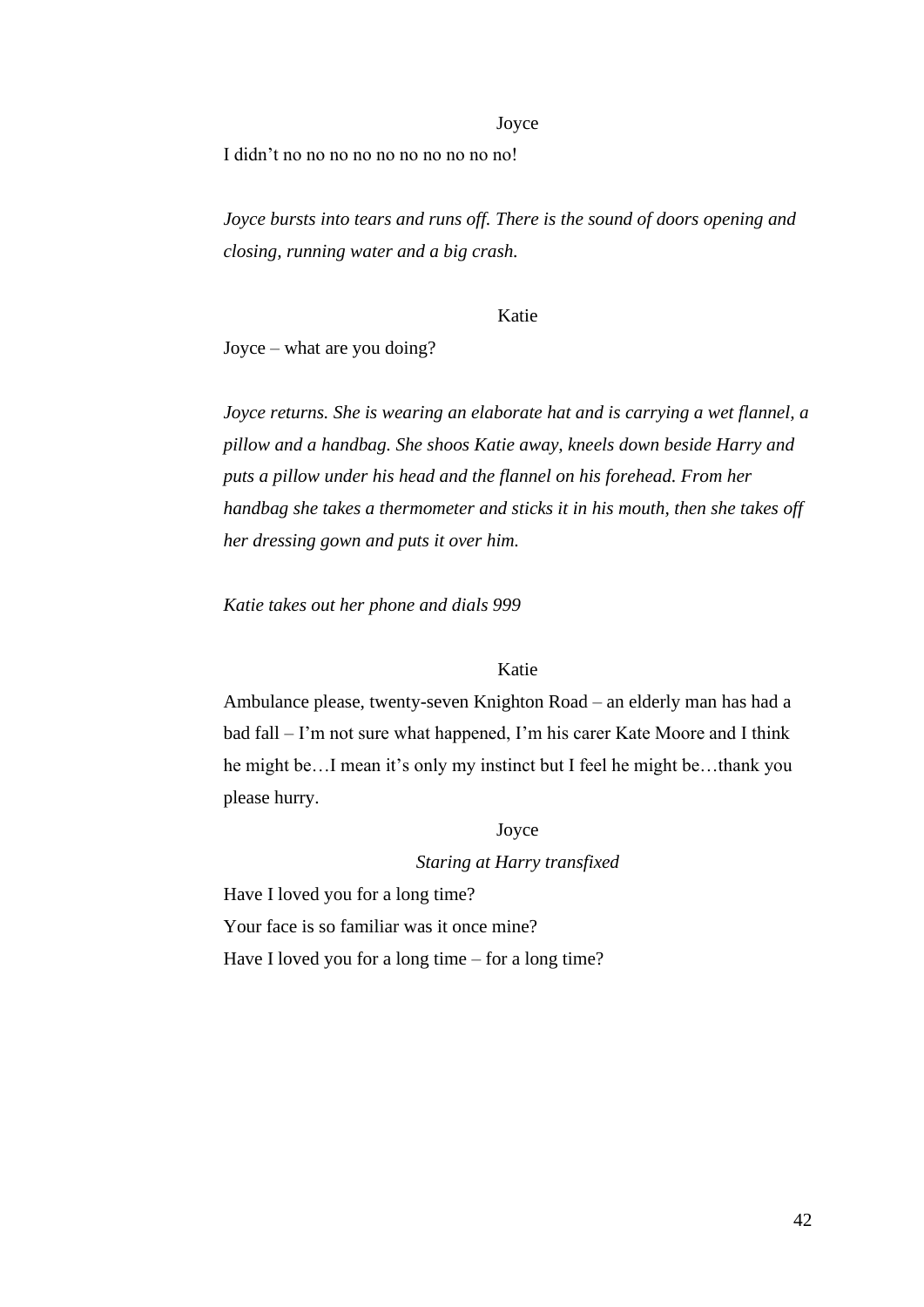Joyce

I didn't no no no no no no no no no no!

*Joyce bursts into tears and runs off. There is the sound of doors opening and closing, running water and a big crash.*

Katie

Joyce – what are you doing?

*Joyce returns. She is wearing an elaborate hat and is carrying a wet flannel, a pillow and a handbag. She shoos Katie away, kneels down beside Harry and puts a pillow under his head and the flannel on his forehead. From her handbag she takes a thermometer and sticks it in his mouth, then she takes off her dressing gown and puts it over him.*

*Katie takes out her phone and dials 999*

Katie

Ambulance please, twenty-seven Knighton Road – an elderly man has had a bad fall – I'm not sure what happened, I'm his carer Kate Moore and I think he might be…I mean it's only my instinct but I feel he might be…thank you please hurry.

Joyce

*Staring at Harry transfixed*

Have I loved you for a long time?

Your face is so familiar was it once mine?

Have I loved you for a long time – for a long time?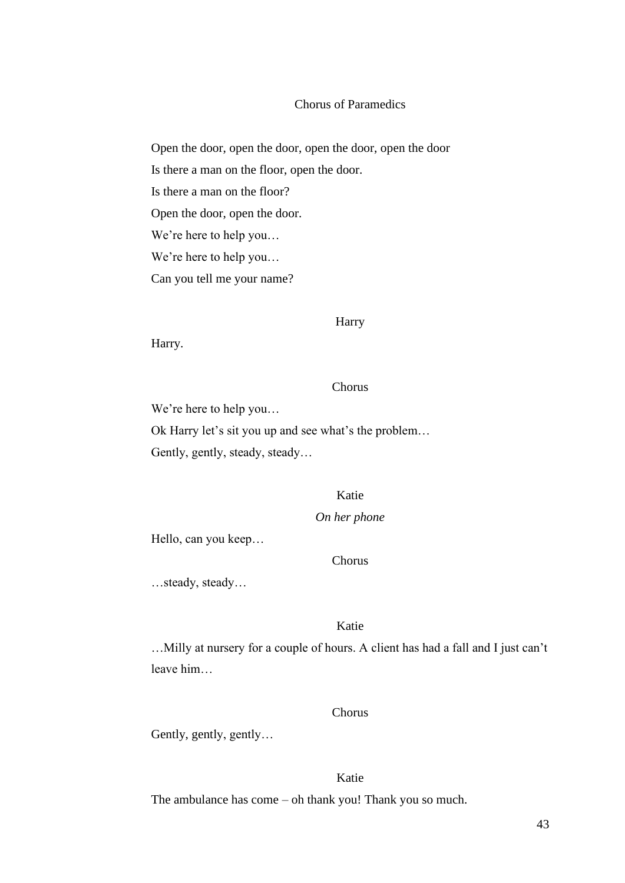Chorus of Paramedics

Open the door, open the door, open the door, open the door

Is there a man on the floor, open the door.

Is there a man on the floor?

Open the door, open the door.

We're here to help you…

We're here to help you…

Can you tell me your name?

Harry

Harry.

Chorus

We're here to help you…

Ok Harry let's sit you up and see what's the problem…

Gently, gently, steady, steady…

Katie

*On her phone*

Hello, can you keep…

Chorus

…steady, steady…

Katie

…Milly at nursery for a couple of hours. A client has had a fall and I just can't leave him…

Chorus

Gently, gently, gently…

Katie

The ambulance has come – oh thank you! Thank you so much.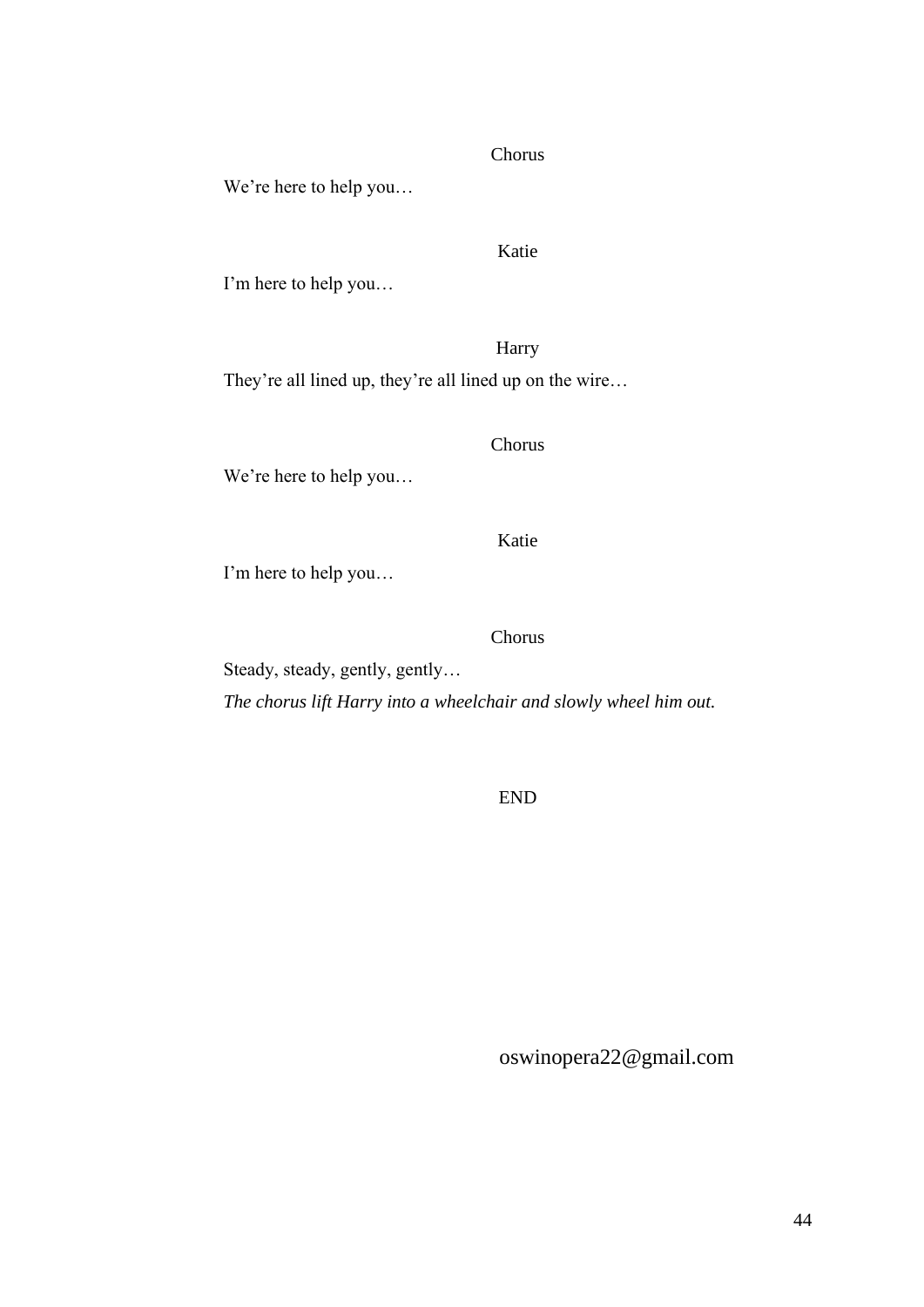Chorus

We're here to help you…

Katie

I'm here to help you…

Harry

They're all lined up, they're all lined up on the wire…

Chorus

We're here to help you…

Katie

I'm here to help you…

Chorus

Steady, steady, gently, gently…

*The chorus lift Harry into a wheelchair and slowly wheel him out.*

END

oswinopera22@gmail.com